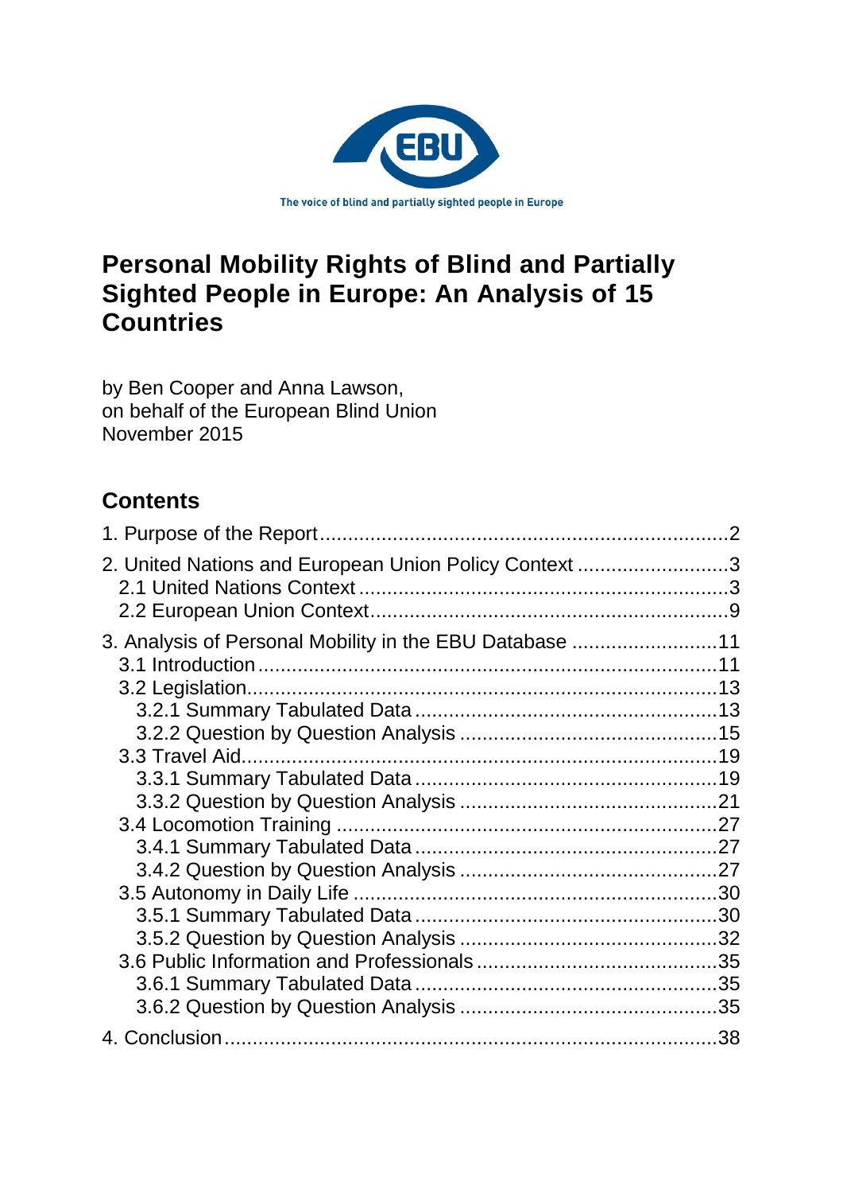EBU

The voice of blind and partially sighted people in Europe

# Personal Mobility Rights of Blind and Partially Sighted People in Europe: An Analysis of 15 Countries

by Ben Cooper and Anna Lawson,
on behalf of the European Blind Union
November 2015

## Contents

1. Purpose of the Report .......... 2

2. United Nations and European Union Policy Context .......... 3
   - 2.1 United Nations Context .......... 3
   - 2.2 European Union Context .......... 9

3. Analysis of Personal Mobility in the EBU Database .......... 11
   - 3.1 Introduction .......... 11
   - 3.2 Legislation .......... 13
     - 3.2.1 Summary Tabulated Data .......... 13
     - 3.2.2 Question by Question Analysis .......... 15
   - 3.3 Travel Aid .......... 19
     - 3.3.1 Summary Tabulated Data .......... 19
     - 3.3.2 Question by Question Analysis .......... 21
   - 3.4 Locomotion Training .......... 27
     - 3.4.1 Summary Tabulated Data .......... 27
     - 3.4.2 Question by Question Analysis .......... 27
   - 3.5 Autonomy in Daily Life .......... 30
     - 3.5.1 Summary Tabulated Data .......... 30
     - 3.5.2 Question by Question Analysis .......... 32
   - 3.6 Public Information and Professionals .......... 35
     - 3.6.1 Summary Tabulated Data .......... 35
     - 3.6.2 Question by Question Analysis .......... 35

4. Conclusion .......... 38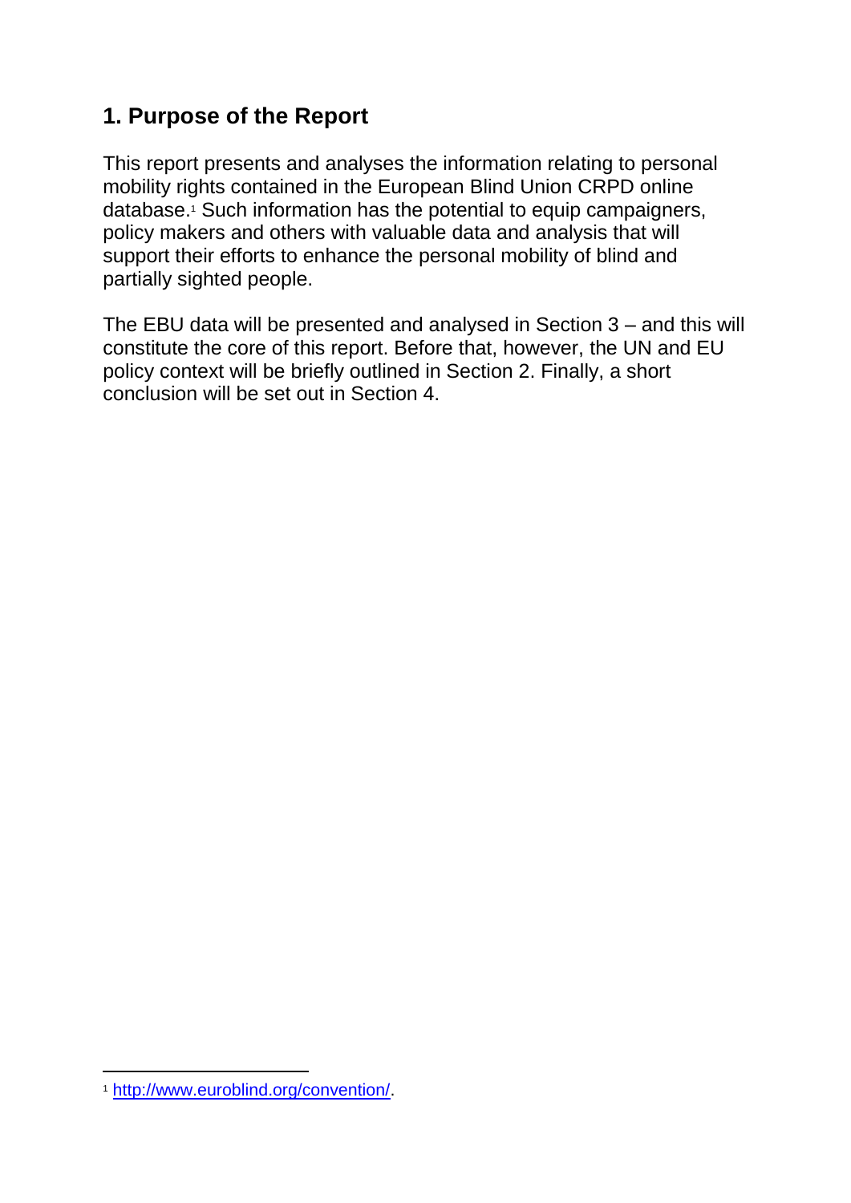## 1. Purpose of the Report

This report presents and analyses the information relating to personal mobility rights contained in the European Blind Union CRPD online database.[1] Such information has the potential to equip campaigners, policy makers and others with valuable data and analysis that will support their efforts to enhance the personal mobility of blind and partially sighted people.

The EBU data will be presented and analysed in Section 3 – and this will constitute the core of this report. Before that, however, the UN and EU policy context will be briefly outlined in Section 2. Finally, a short conclusion will be set out in Section 4.

---

[1] http://www.euroblind.org/convention/.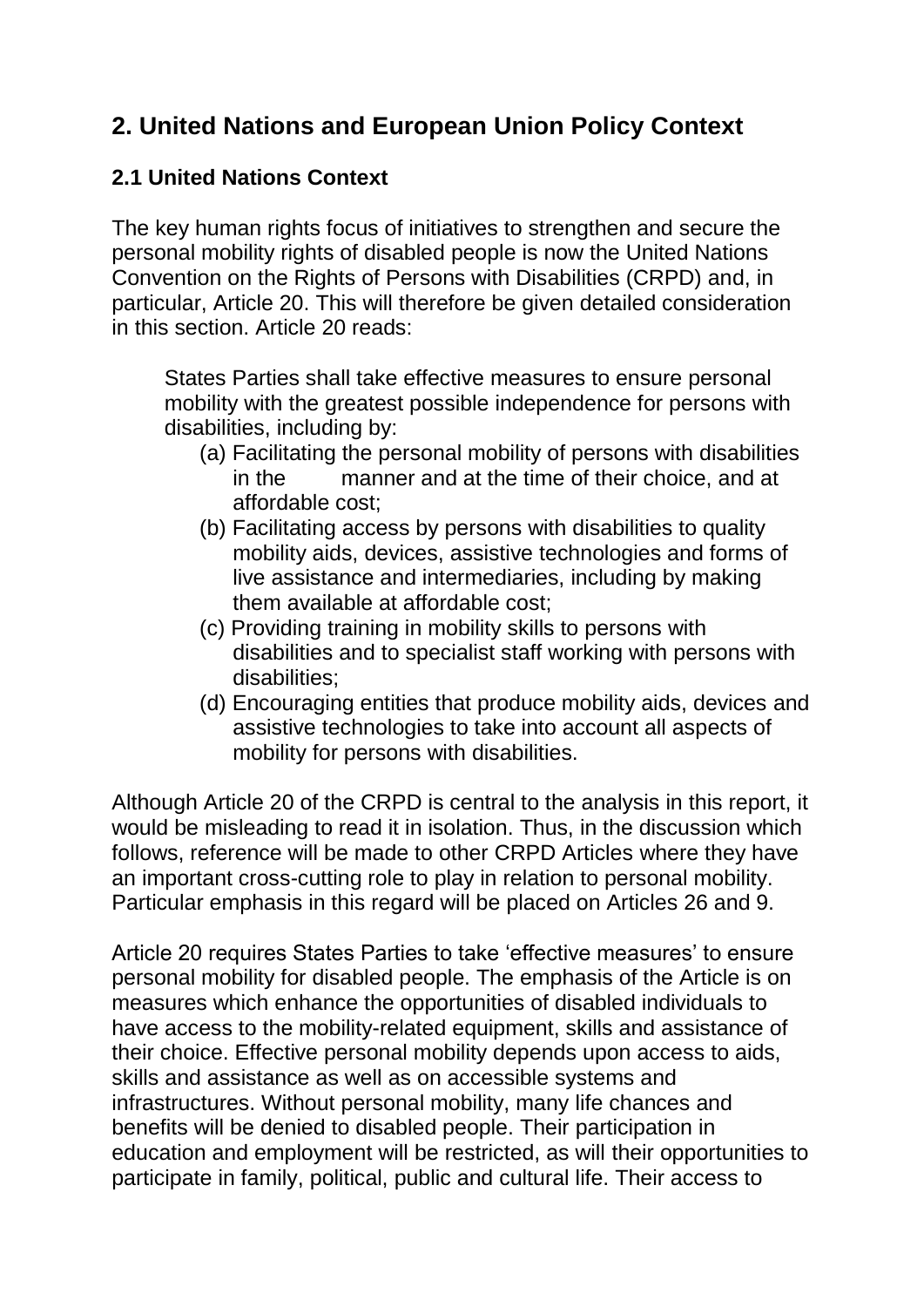## 2. United Nations and European Union Policy Context

### 2.1 United Nations Context

The key human rights focus of initiatives to strengthen and secure the personal mobility rights of disabled people is now the United Nations Convention on the Rights of Persons with Disabilities (CRPD) and, in particular, Article 20. This will therefore be given detailed consideration in this section. Article 20 reads:

> States Parties shall take effective measures to ensure personal mobility with the greatest possible independence for persons with disabilities, including by:
>
> (a) Facilitating the personal mobility of persons with disabilities in the manner and at the time of their choice, and at affordable cost;
>
> (b) Facilitating access by persons with disabilities to quality mobility aids, devices, assistive technologies and forms of live assistance and intermediaries, including by making them available at affordable cost;
>
> (c) Providing training in mobility skills to persons with disabilities and to specialist staff working with persons with disabilities;
>
> (d) Encouraging entities that produce mobility aids, devices and assistive technologies to take into account all aspects of mobility for persons with disabilities.

Although Article 20 of the CRPD is central to the analysis in this report, it would be misleading to read it in isolation. Thus, in the discussion which follows, reference will be made to other CRPD Articles where they have an important cross-cutting role to play in relation to personal mobility. Particular emphasis in this regard will be placed on Articles 26 and 9.

Article 20 requires States Parties to take 'effective measures' to ensure personal mobility for disabled people. The emphasis of the Article is on measures which enhance the opportunities of disabled individuals to have access to the mobility-related equipment, skills and assistance of their choice. Effective personal mobility depends upon access to aids, skills and assistance as well as on accessible systems and infrastructures. Without personal mobility, many life chances and benefits will be denied to disabled people. Their participation in education and employment will be restricted, as will their opportunities to participate in family, political, public and cultural life. Their access to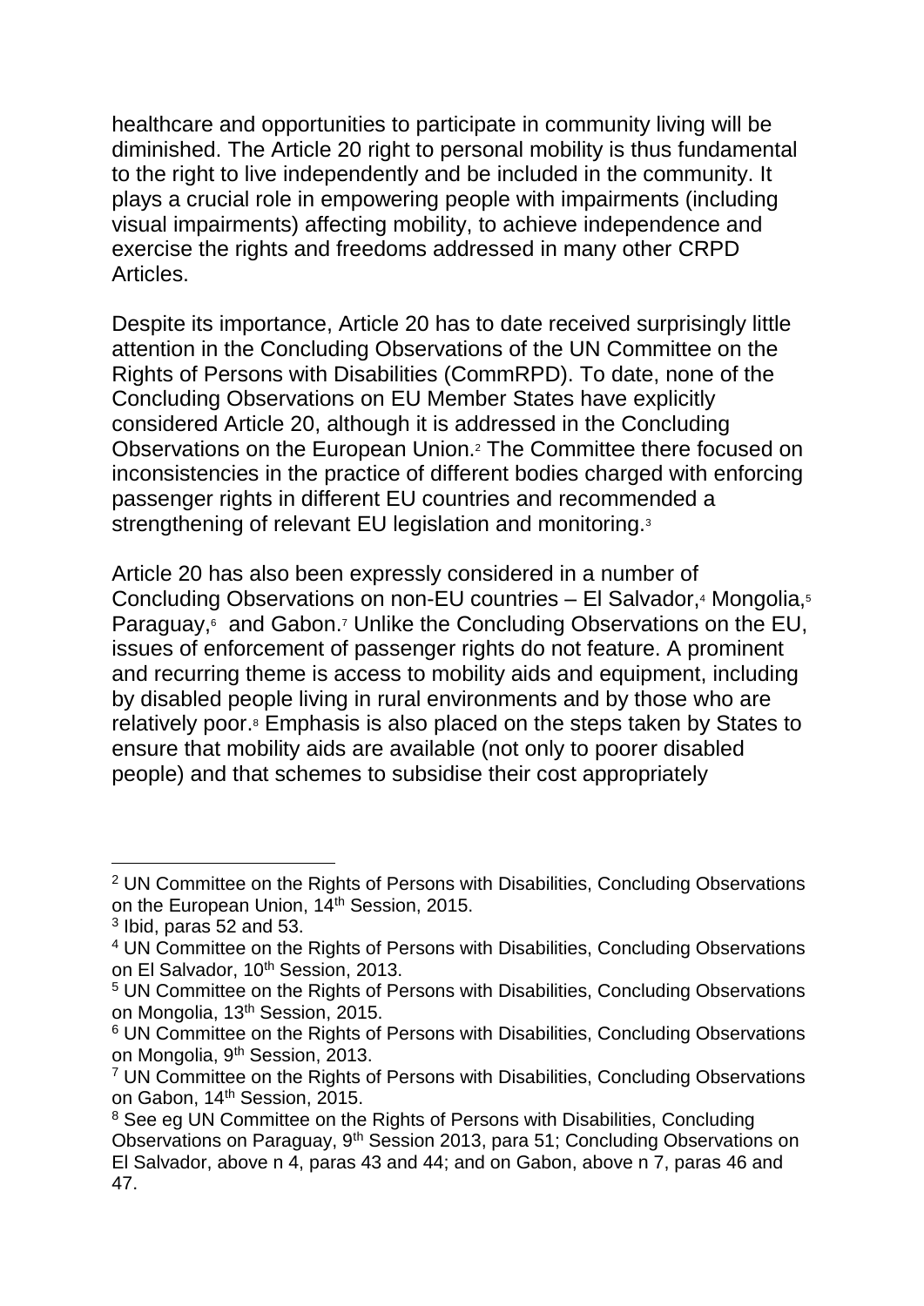healthcare and opportunities to participate in community living will be diminished. The Article 20 right to personal mobility is thus fundamental to the right to live independently and be included in the community. It plays a crucial role in empowering people with impairments (including visual impairments) affecting mobility, to achieve independence and exercise the rights and freedoms addressed in many other CRPD Articles.

Despite its importance, Article 20 has to date received surprisingly little attention in the Concluding Observations of the UN Committee on the Rights of Persons with Disabilities (CommRPD). To date, none of the Concluding Observations on EU Member States have explicitly considered Article 20, although it is addressed in the Concluding Observations on the European Union.[2] The Committee there focused on inconsistencies in the practice of different bodies charged with enforcing passenger rights in different EU countries and recommended a strengthening of relevant EU legislation and monitoring.[3]

Article 20 has also been expressly considered in a number of Concluding Observations on non-EU countries – El Salvador,[4] Mongolia,[5] Paraguay,[6] and Gabon.[7] Unlike the Concluding Observations on the EU, issues of enforcement of passenger rights do not feature. A prominent and recurring theme is access to mobility aids and equipment, including by disabled people living in rural environments and by those who are relatively poor.[8] Emphasis is also placed on the steps taken by States to ensure that mobility aids are available (not only to poorer disabled people) and that schemes to subsidise their cost appropriately

---

[2] UN Committee on the Rights of Persons with Disabilities, Concluding Observations on the European Union, 14th Session, 2015.

[3] Ibid, paras 52 and 53.

[4] UN Committee on the Rights of Persons with Disabilities, Concluding Observations on El Salvador, 10th Session, 2013.

[5] UN Committee on the Rights of Persons with Disabilities, Concluding Observations on Mongolia, 13th Session, 2015.

[6] UN Committee on the Rights of Persons with Disabilities, Concluding Observations on Mongolia, 9th Session, 2013.

[7] UN Committee on the Rights of Persons with Disabilities, Concluding Observations on Gabon, 14th Session, 2015.

[8] See eg UN Committee on the Rights of Persons with Disabilities, Concluding Observations on Paraguay, 9th Session 2013, para 51; Concluding Observations on El Salvador, above n 4, paras 43 and 44; and on Gabon, above n 7, paras 46 and 47.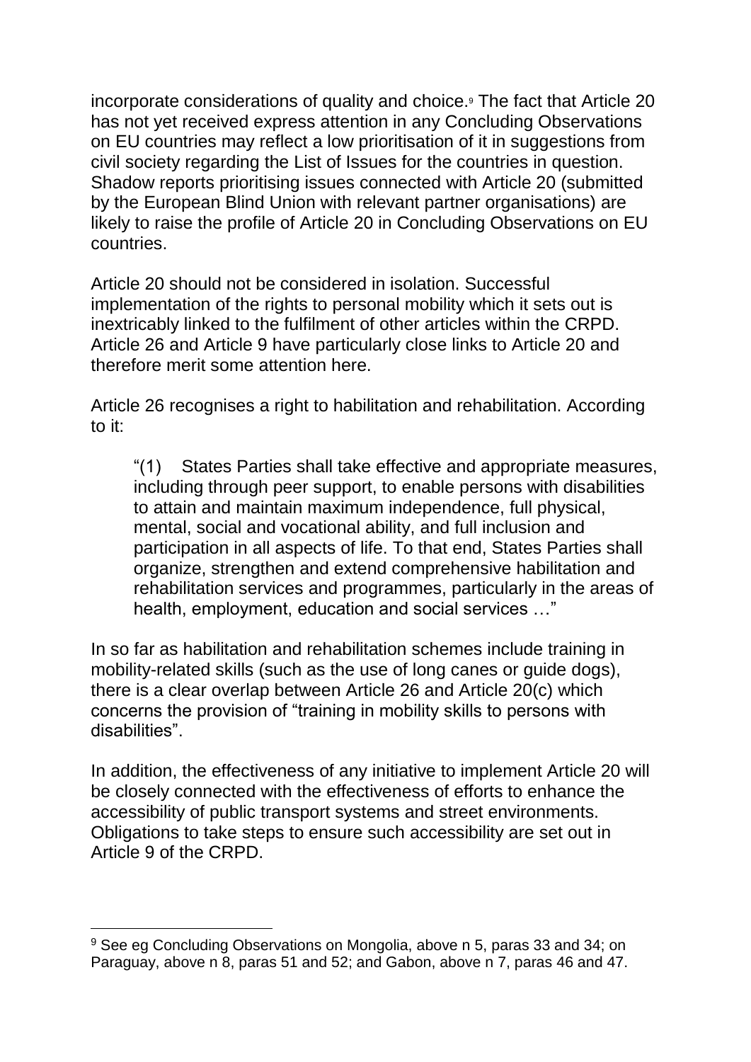incorporate considerations of quality and choice.[9] The fact that Article 20 has not yet received express attention in any Concluding Observations on EU countries may reflect a low prioritisation of it in suggestions from civil society regarding the List of Issues for the countries in question. Shadow reports prioritising issues connected with Article 20 (submitted by the European Blind Union with relevant partner organisations) are likely to raise the profile of Article 20 in Concluding Observations on EU countries.

Article 20 should not be considered in isolation. Successful implementation of the rights to personal mobility which it sets out is inextricably linked to the fulfilment of other articles within the CRPD. Article 26 and Article 9 have particularly close links to Article 20 and therefore merit some attention here.

Article 26 recognises a right to habilitation and rehabilitation. According to it:

> "(1) States Parties shall take effective and appropriate measures, including through peer support, to enable persons with disabilities to attain and maintain maximum independence, full physical, mental, social and vocational ability, and full inclusion and participation in all aspects of life. To that end, States Parties shall organize, strengthen and extend comprehensive habilitation and rehabilitation services and programmes, particularly in the areas of health, employment, education and social services …"

In so far as habilitation and rehabilitation schemes include training in mobility-related skills (such as the use of long canes or guide dogs), there is a clear overlap between Article 26 and Article 20(c) which concerns the provision of "training in mobility skills to persons with disabilities".

In addition, the effectiveness of any initiative to implement Article 20 will be closely connected with the effectiveness of efforts to enhance the accessibility of public transport systems and street environments. Obligations to take steps to ensure such accessibility are set out in Article 9 of the CRPD.

---

[9] See eg Concluding Observations on Mongolia, above n 5, paras 33 and 34; on Paraguay, above n 8, paras 51 and 52; and Gabon, above n 7, paras 46 and 47.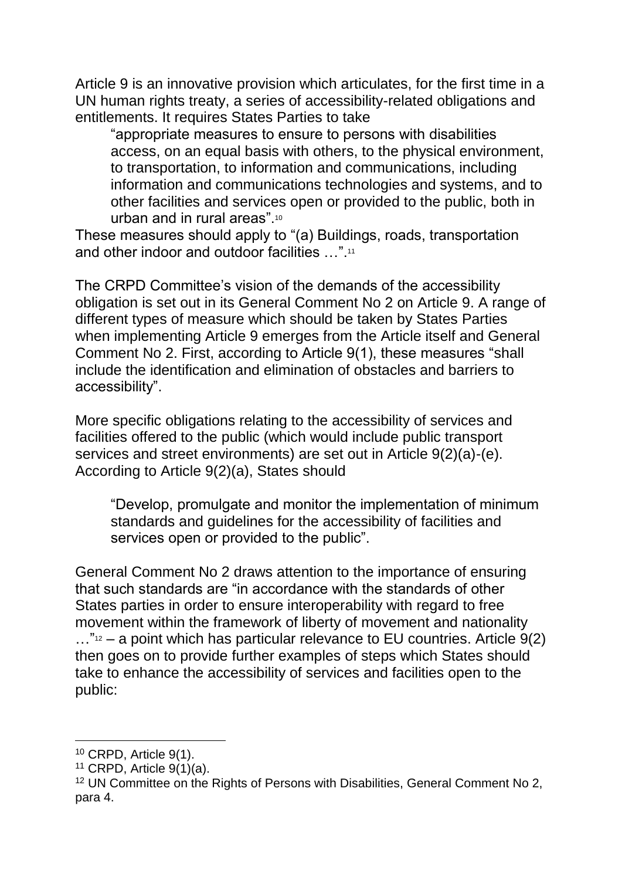Article 9 is an innovative provision which articulates, for the first time in a UN human rights treaty, a series of accessibility-related obligations and entitlements. It requires States Parties to take

> "appropriate measures to ensure to persons with disabilities access, on an equal basis with others, to the physical environment, to transportation, to information and communications, including information and communications technologies and systems, and to other facilities and services open or provided to the public, both in urban and in rural areas".[10]

These measures should apply to "(a) Buildings, roads, transportation and other indoor and outdoor facilities …".[11]

The CRPD Committee's vision of the demands of the accessibility obligation is set out in its General Comment No 2 on Article 9. A range of different types of measure which should be taken by States Parties when implementing Article 9 emerges from the Article itself and General Comment No 2. First, according to Article 9(1), these measures "shall include the identification and elimination of obstacles and barriers to accessibility".

More specific obligations relating to the accessibility of services and facilities offered to the public (which would include public transport services and street environments) are set out in Article 9(2)(a)-(e). According to Article 9(2)(a), States should

> "Develop, promulgate and monitor the implementation of minimum standards and guidelines for the accessibility of facilities and services open or provided to the public".

General Comment No 2 draws attention to the importance of ensuring that such standards are "in accordance with the standards of other States parties in order to ensure interoperability with regard to free movement within the framework of liberty of movement and nationality …"[12] – a point which has particular relevance to EU countries. Article 9(2) then goes on to provide further examples of steps which States should take to enhance the accessibility of services and facilities open to the public:

---

[10] CRPD, Article 9(1).

[11] CRPD, Article 9(1)(a).

[12] UN Committee on the Rights of Persons with Disabilities, General Comment No 2, para 4.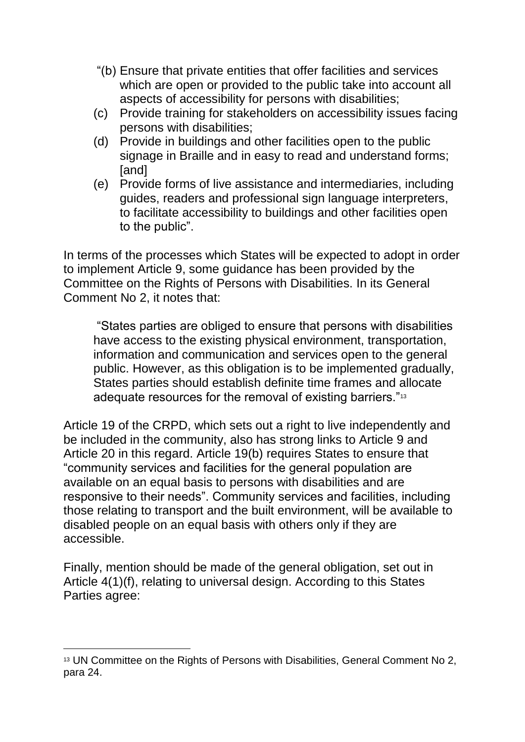“(b) Ensure that private entities that offer facilities and services which are open or provided to the public take into account all aspects of accessibility for persons with disabilities;

(c) Provide training for stakeholders on accessibility issues facing persons with disabilities;

(d) Provide in buildings and other facilities open to the public signage in Braille and in easy to read and understand forms; [and]

(e) Provide forms of live assistance and intermediaries, including guides, readers and professional sign language interpreters, to facilitate accessibility to buildings and other facilities open to the public”.

In terms of the processes which States will be expected to adopt in order to implement Article 9, some guidance has been provided by the Committee on the Rights of Persons with Disabilities. In its General Comment No 2, it notes that:

> “States parties are obliged to ensure that persons with disabilities have access to the existing physical environment, transportation, information and communication and services open to the general public. However, as this obligation is to be implemented gradually, States parties should establish definite time frames and allocate adequate resources for the removal of existing barriers.”[13]

Article 19 of the CRPD, which sets out a right to live independently and be included in the community, also has strong links to Article 9 and Article 20 in this regard. Article 19(b) requires States to ensure that “community services and facilities for the general population are available on an equal basis to persons with disabilities and are responsive to their needs”. Community services and facilities, including those relating to transport and the built environment, will be available to disabled people on an equal basis with others only if they are accessible.

Finally, mention should be made of the general obligation, set out in Article 4(1)(f), relating to universal design. According to this States Parties agree:

---

[13] UN Committee on the Rights of Persons with Disabilities, General Comment No 2, para 24.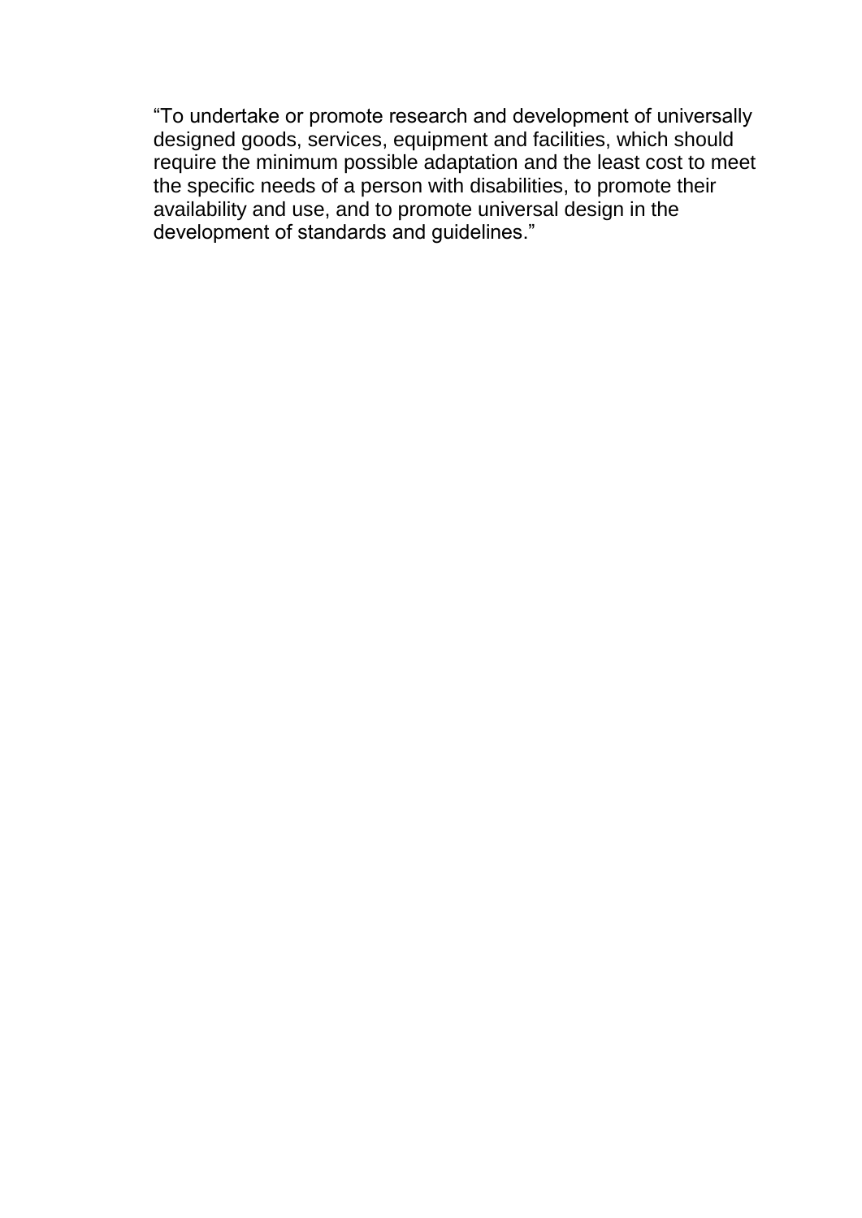“To undertake or promote research and development of universally designed goods, services, equipment and facilities, which should require the minimum possible adaptation and the least cost to meet the specific needs of a person with disabilities, to promote their availability and use, and to promote universal design in the development of standards and guidelines.”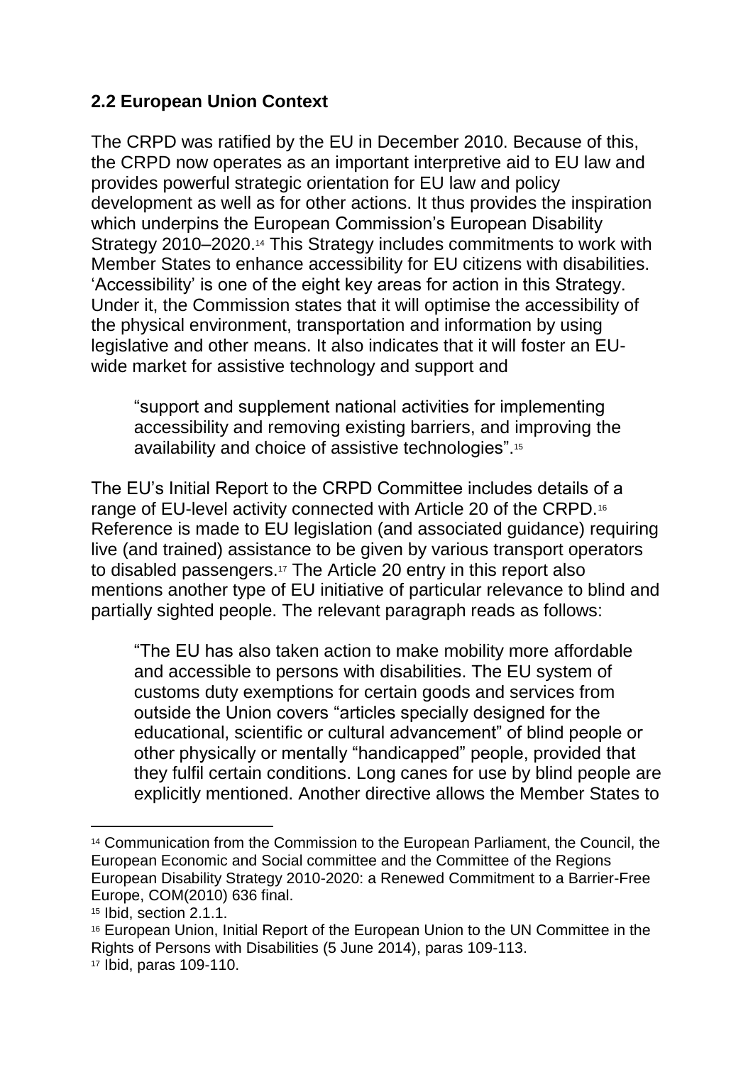## 2.2 European Union Context

The CRPD was ratified by the EU in December 2010. Because of this, the CRPD now operates as an important interpretive aid to EU law and provides powerful strategic orientation for EU law and policy development as well as for other actions. It thus provides the inspiration which underpins the European Commission's European Disability Strategy 2010–2020.[14] This Strategy includes commitments to work with Member States to enhance accessibility for EU citizens with disabilities. 'Accessibility' is one of the eight key areas for action in this Strategy. Under it, the Commission states that it will optimise the accessibility of the physical environment, transportation and information by using legislative and other means. It also indicates that it will foster an EU-wide market for assistive technology and support and

> "support and supplement national activities for implementing accessibility and removing existing barriers, and improving the availability and choice of assistive technologies".[15]

The EU's Initial Report to the CRPD Committee includes details of a range of EU-level activity connected with Article 20 of the CRPD.[16] Reference is made to EU legislation (and associated guidance) requiring live (and trained) assistance to be given by various transport operators to disabled passengers.[17] The Article 20 entry in this report also mentions another type of EU initiative of particular relevance to blind and partially sighted people. The relevant paragraph reads as follows:

> "The EU has also taken action to make mobility more affordable and accessible to persons with disabilities. The EU system of customs duty exemptions for certain goods and services from outside the Union covers "articles specially designed for the educational, scientific or cultural advancement" of blind people or other physically or mentally "handicapped" people, provided that they fulfil certain conditions. Long canes for use by blind people are explicitly mentioned. Another directive allows the Member States to

---

[14] Communication from the Commission to the European Parliament, the Council, the European Economic and Social committee and the Committee of the Regions European Disability Strategy 2010-2020: a Renewed Commitment to a Barrier-Free Europe, COM(2010) 636 final.

[15] Ibid, section 2.1.1.

[16] European Union, Initial Report of the European Union to the UN Committee in the Rights of Persons with Disabilities (5 June 2014), paras 109-113.

[17] Ibid, paras 109-110.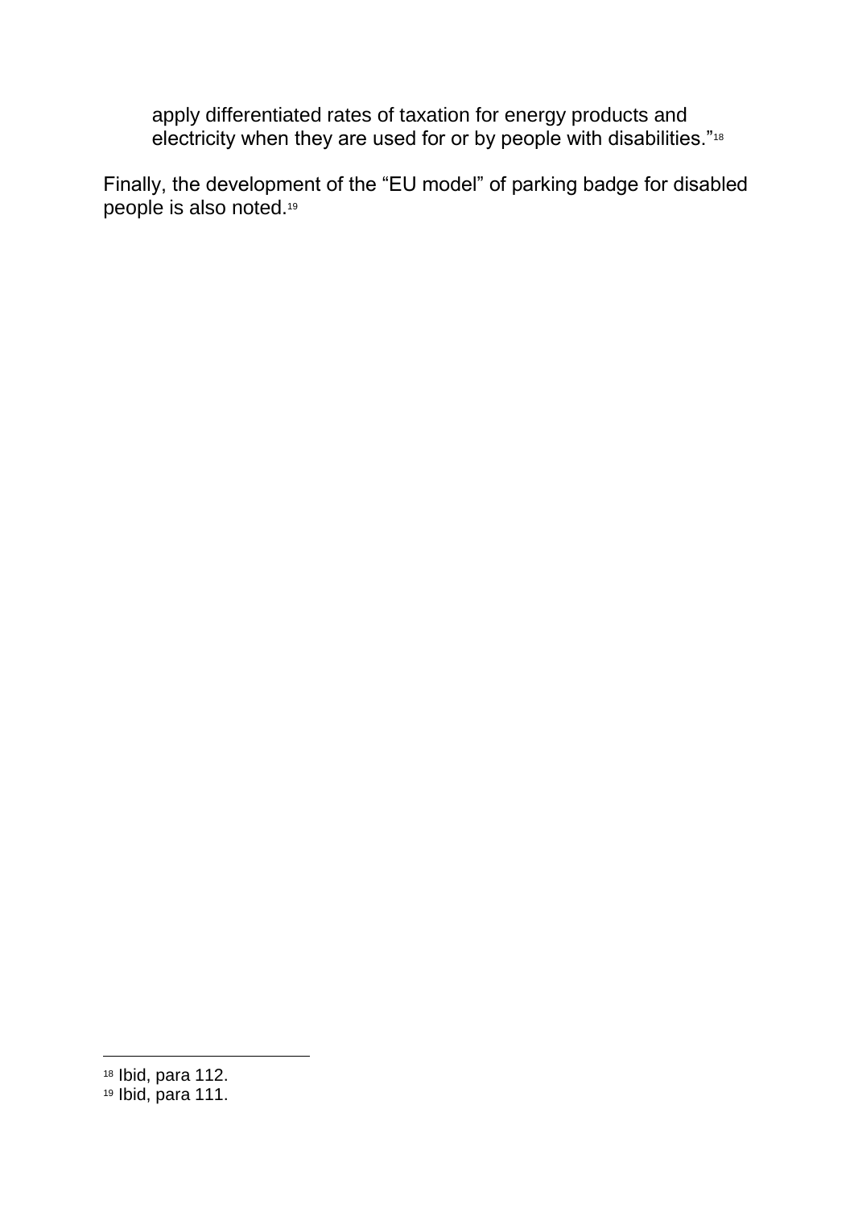> apply differentiated rates of taxation for energy products and electricity when they are used for or by people with disabilities."[18]

Finally, the development of the "EU model" of parking badge for disabled people is also noted.[19]

---

[18] Ibid, para 112.
[19] Ibid, para 111.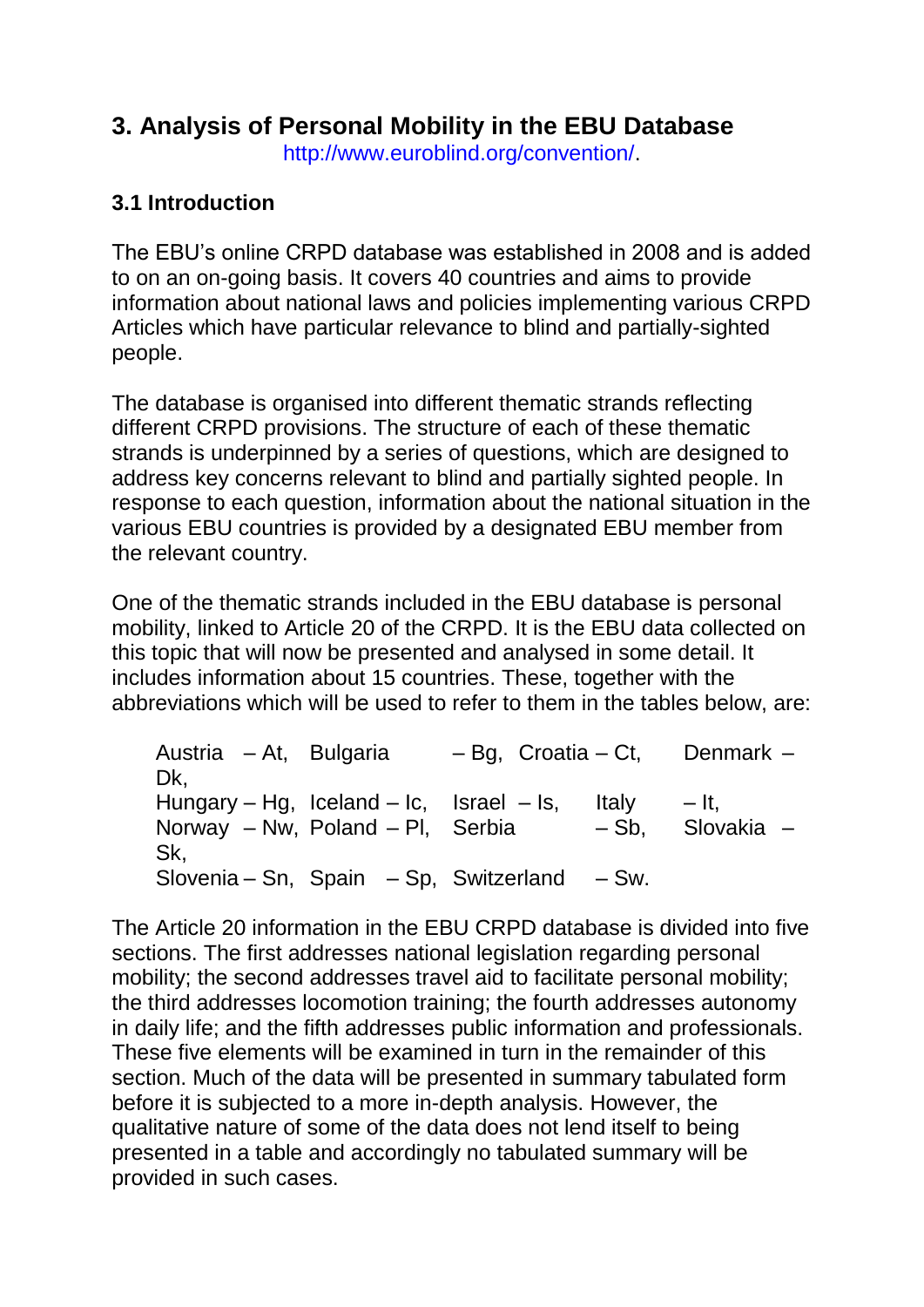# 3. Analysis of Personal Mobility in the EBU Database

http://www.euroblind.org/convention/.

### 3.1 Introduction

The EBU's online CRPD database was established in 2008 and is added to on an on-going basis. It covers 40 countries and aims to provide information about national laws and policies implementing various CRPD Articles which have particular relevance to blind and partially-sighted people.

The database is organised into different thematic strands reflecting different CRPD provisions. The structure of each of these thematic strands is underpinned by a series of questions, which are designed to address key concerns relevant to blind and partially sighted people. In response to each question, information about the national situation in the various EBU countries is provided by a designated EBU member from the relevant country.

One of the thematic strands included in the EBU database is personal mobility, linked to Article 20 of the CRPD. It is the EBU data collected on this topic that will now be presented and analysed in some detail. It includes information about 15 countries. These, together with the abbreviations which will be used to refer to them in the tables below, are:

Austria – At, Bulgaria – Bg, Croatia – Ct, Denmark – Dk,
Hungary – Hg, Iceland – Ic, Israel – Is, Italy – It,
Norway – Nw, Poland – Pl, Serbia – Sb, Slovakia – Sk,
Slovenia – Sn, Spain – Sp, Switzerland – Sw.

The Article 20 information in the EBU CRPD database is divided into five sections. The first addresses national legislation regarding personal mobility; the second addresses travel aid to facilitate personal mobility; the third addresses locomotion training; the fourth addresses autonomy in daily life; and the fifth addresses public information and professionals. These five elements will be examined in turn in the remainder of this section. Much of the data will be presented in summary tabulated form before it is subjected to a more in-depth analysis. However, the qualitative nature of some of the data does not lend itself to being presented in a table and accordingly no tabulated summary will be provided in such cases.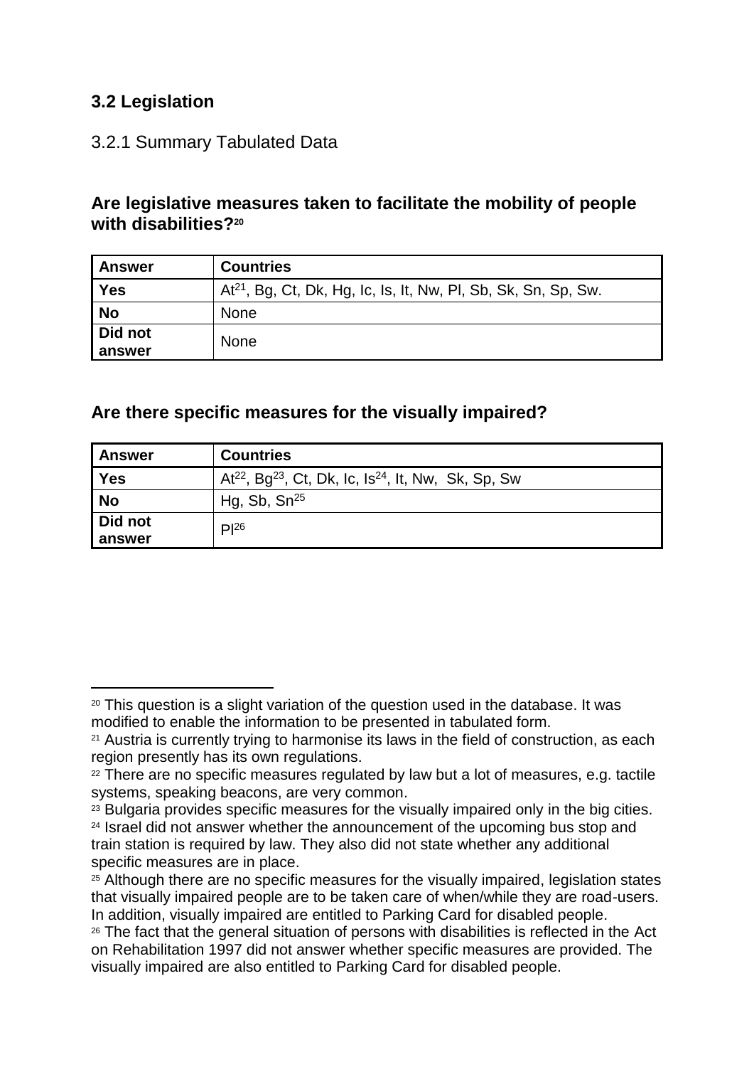## 3.2 Legislation

### 3.2.1 Summary Tabulated Data

#### Are legislative measures taken to facilitate the mobility of people with disabilities?[20]

| Answer | Countries |
|---|---|
| **Yes** | At[21], Bg, Ct, Dk, Hg, Ic, Is, It, Nw, Pl, Sb, Sk, Sn, Sp, Sw. |
| **No** | None |
| **Did not answer** | None |

#### Are there specific measures for the visually impaired?

| Answer | Countries |
|---|---|
| **Yes** | At[22], Bg[23], Ct, Dk, Ic, Is[24], It, Nw, Sk, Sp, Sw |
| **No** | Hg, Sb, Sn[25] |
| **Did not answer** | Pl[26] |

[20] This question is a slight variation of the question used in the database. It was modified to enable the information to be presented in tabulated form.

[21] Austria is currently trying to harmonise its laws in the field of construction, as each region presently has its own regulations.

[22] There are no specific measures regulated by law but a lot of measures, e.g. tactile systems, speaking beacons, are very common.

[23] Bulgaria provides specific measures for the visually impaired only in the big cities.

[24] Israel did not answer whether the announcement of the upcoming bus stop and train station is required by law. They also did not state whether any additional specific measures are in place.

[25] Although there are no specific measures for the visually impaired, legislation states that visually impaired people are to be taken care of when/while they are road-users. In addition, visually impaired are entitled to Parking Card for disabled people.

[26] The fact that the general situation of persons with disabilities is reflected in the Act on Rehabilitation 1997 did not answer whether specific measures are provided. The visually impaired are also entitled to Parking Card for disabled people.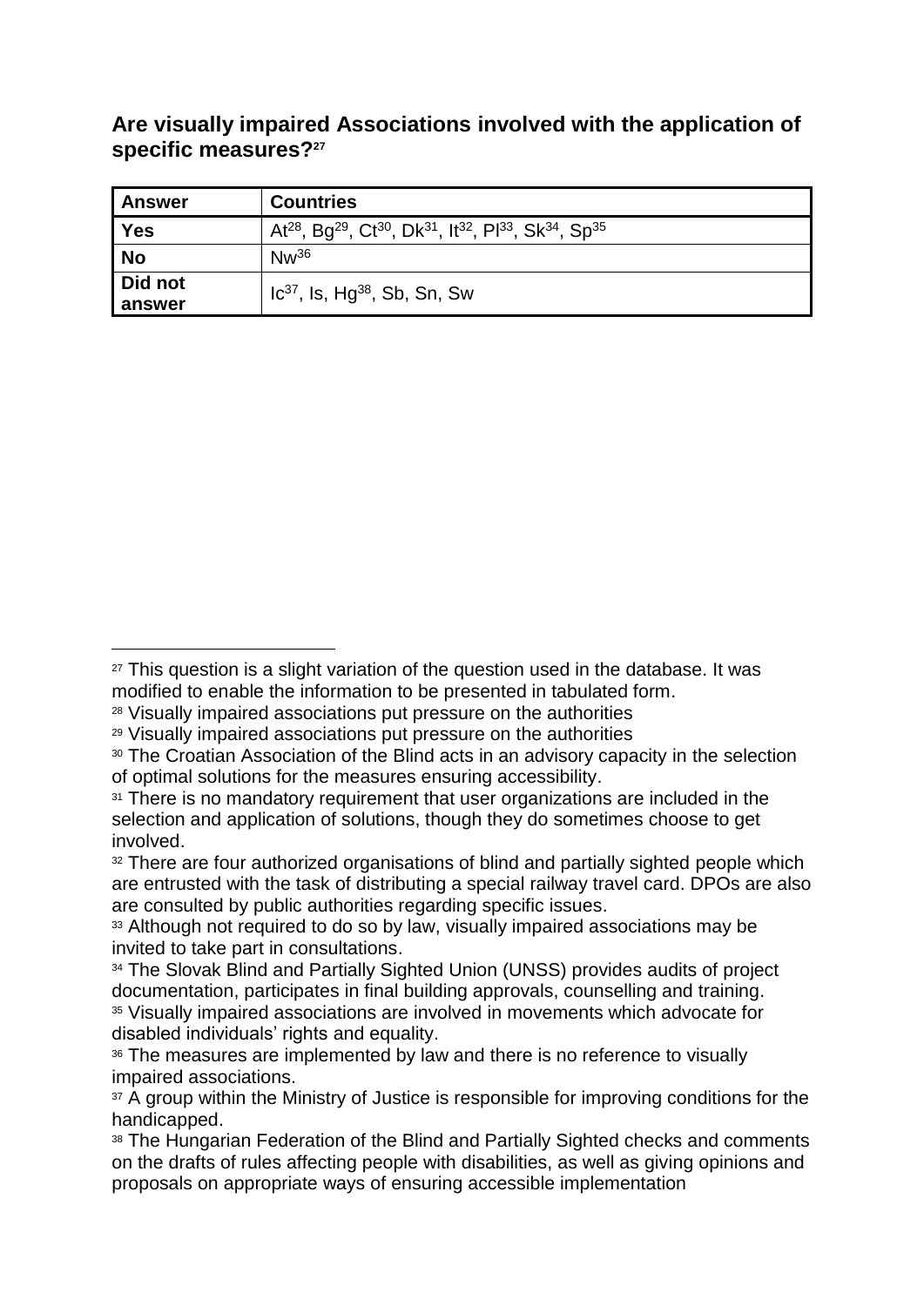### Are visually impaired Associations involved with the application of specific measures?[27]

| Answer | Countries |
|---|---|
| **Yes** | At[28], Bg[29], Ct[30], Dk[31], It[32], Pl[33], Sk[34], Sp[35] |
| **No** | Nw[36] |
| **Did not answer** | Ic[37], Is, Hg[38], Sb, Sn, Sw |

[27] This question is a slight variation of the question used in the database. It was modified to enable the information to be presented in tabulated form.

[28] Visually impaired associations put pressure on the authorities

[29] Visually impaired associations put pressure on the authorities

[30] The Croatian Association of the Blind acts in an advisory capacity in the selection of optimal solutions for the measures ensuring accessibility.

[31] There is no mandatory requirement that user organizations are included in the selection and application of solutions, though they do sometimes choose to get involved.

[32] There are four authorized organisations of blind and partially sighted people which are entrusted with the task of distributing a special railway travel card. DPOs are also are consulted by public authorities regarding specific issues.

[33] Although not required to do so by law, visually impaired associations may be invited to take part in consultations.

[34] The Slovak Blind and Partially Sighted Union (UNSS) provides audits of project documentation, participates in final building approvals, counselling and training.

[35] Visually impaired associations are involved in movements which advocate for disabled individuals' rights and equality.

[36] The measures are implemented by law and there is no reference to visually impaired associations.

[37] A group within the Ministry of Justice is responsible for improving conditions for the handicapped.

[38] The Hungarian Federation of the Blind and Partially Sighted checks and comments on the drafts of rules affecting people with disabilities, as well as giving opinions and proposals on appropriate ways of ensuring accessible implementation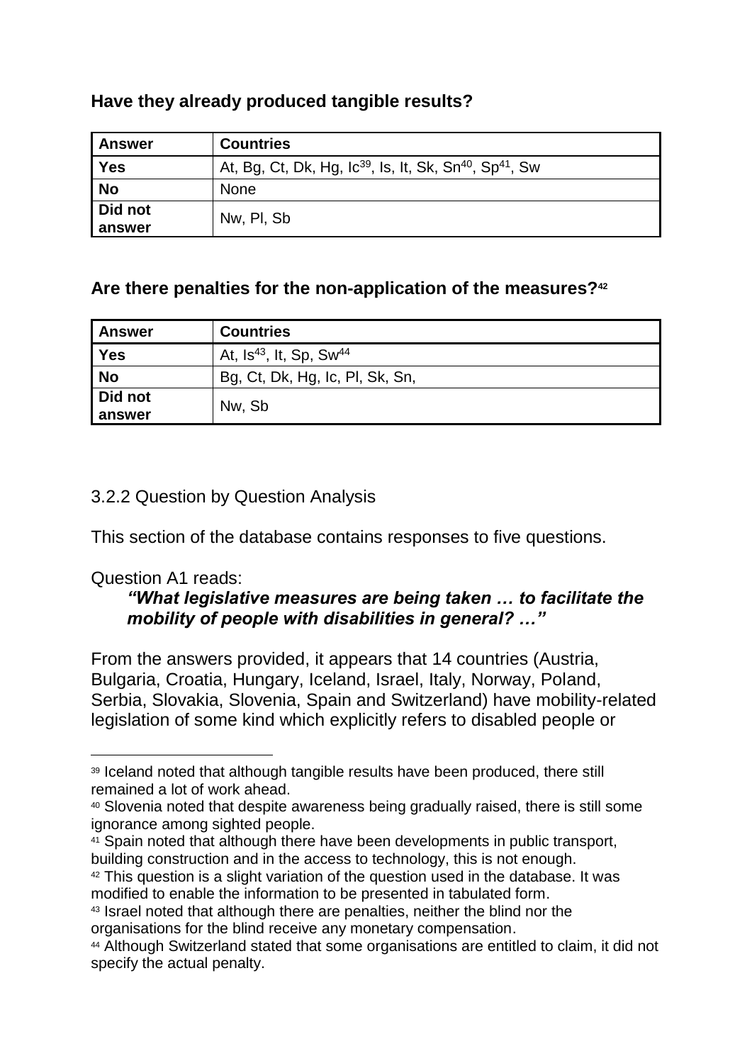**Have they already produced tangible results?**

| Answer | Countries |
|---|---|
| **Yes** | At, Bg, Ct, Dk, Hg, Ic[39], Is, It, Sk, Sn[40], Sp[41], Sw |
| **No** | None |
| **Did not answer** | Nw, Pl, Sb |

**Are there penalties for the non-application of the measures?**[42]

| Answer | Countries |
|---|---|
| **Yes** | At, Is[43], It, Sp, Sw[44] |
| **No** | Bg, Ct, Dk, Hg, Ic, Pl, Sk, Sn, |
| **Did not answer** | Nw, Sb |

3.2.2 Question by Question Analysis

This section of the database contains responses to five questions.

Question A1 reads:

> ***"What legislative measures are being taken … to facilitate the mobility of people with disabilities in general? …"***

From the answers provided, it appears that 14 countries (Austria, Bulgaria, Croatia, Hungary, Iceland, Israel, Italy, Norway, Poland, Serbia, Slovakia, Slovenia, Spain and Switzerland) have mobility-related legislation of some kind which explicitly refers to disabled people or

---

[39] Iceland noted that although tangible results have been produced, there still remained a lot of work ahead.

[40] Slovenia noted that despite awareness being gradually raised, there is still some ignorance among sighted people.

[41] Spain noted that although there have been developments in public transport, building construction and in the access to technology, this is not enough.

[42] This question is a slight variation of the question used in the database. It was modified to enable the information to be presented in tabulated form.

[43] Israel noted that although there are penalties, neither the blind nor the organisations for the blind receive any monetary compensation.

[44] Although Switzerland stated that some organisations are entitled to claim, it did not specify the actual penalty.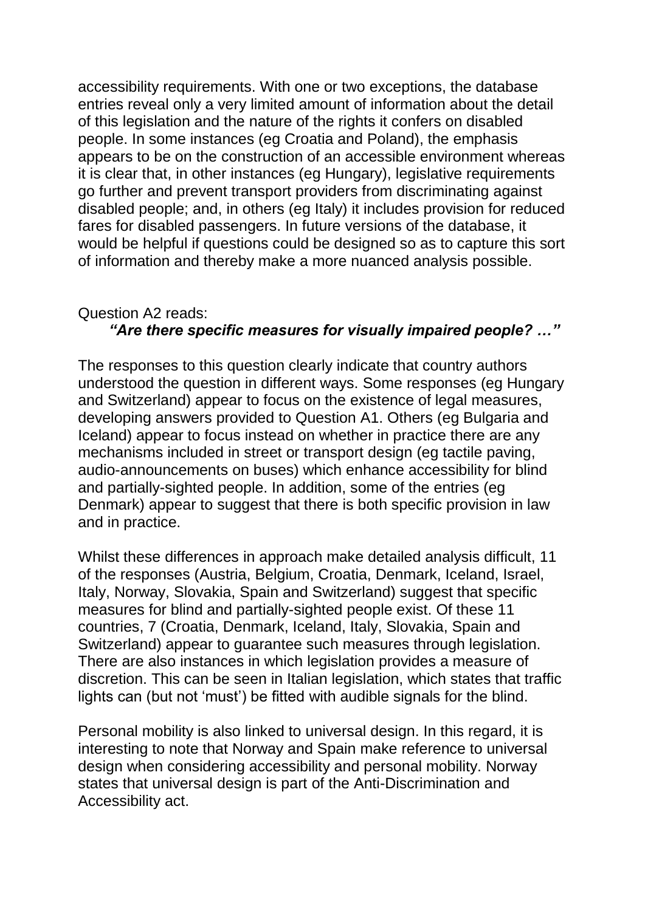accessibility requirements. With one or two exceptions, the database entries reveal only a very limited amount of information about the detail of this legislation and the nature of the rights it confers on disabled people. In some instances (eg Croatia and Poland), the emphasis appears to be on the construction of an accessible environment whereas it is clear that, in other instances (eg Hungary), legislative requirements go further and prevent transport providers from discriminating against disabled people; and, in others (eg Italy) it includes provision for reduced fares for disabled passengers. In future versions of the database, it would be helpful if questions could be designed so as to capture this sort of information and thereby make a more nuanced analysis possible.

Question A2 reads:

> ***"Are there specific measures for visually impaired people? …"***

The responses to this question clearly indicate that country authors understood the question in different ways. Some responses (eg Hungary and Switzerland) appear to focus on the existence of legal measures, developing answers provided to Question A1. Others (eg Bulgaria and Iceland) appear to focus instead on whether in practice there are any mechanisms included in street or transport design (eg tactile paving, audio-announcements on buses) which enhance accessibility for blind and partially-sighted people. In addition, some of the entries (eg Denmark) appear to suggest that there is both specific provision in law and in practice.

Whilst these differences in approach make detailed analysis difficult, 11 of the responses (Austria, Belgium, Croatia, Denmark, Iceland, Israel, Italy, Norway, Slovakia, Spain and Switzerland) suggest that specific measures for blind and partially-sighted people exist. Of these 11 countries, 7 (Croatia, Denmark, Iceland, Italy, Slovakia, Spain and Switzerland) appear to guarantee such measures through legislation. There are also instances in which legislation provides a measure of discretion. This can be seen in Italian legislation, which states that traffic lights can (but not 'must') be fitted with audible signals for the blind.

Personal mobility is also linked to universal design. In this regard, it is interesting to note that Norway and Spain make reference to universal design when considering accessibility and personal mobility. Norway states that universal design is part of the Anti-Discrimination and Accessibility act.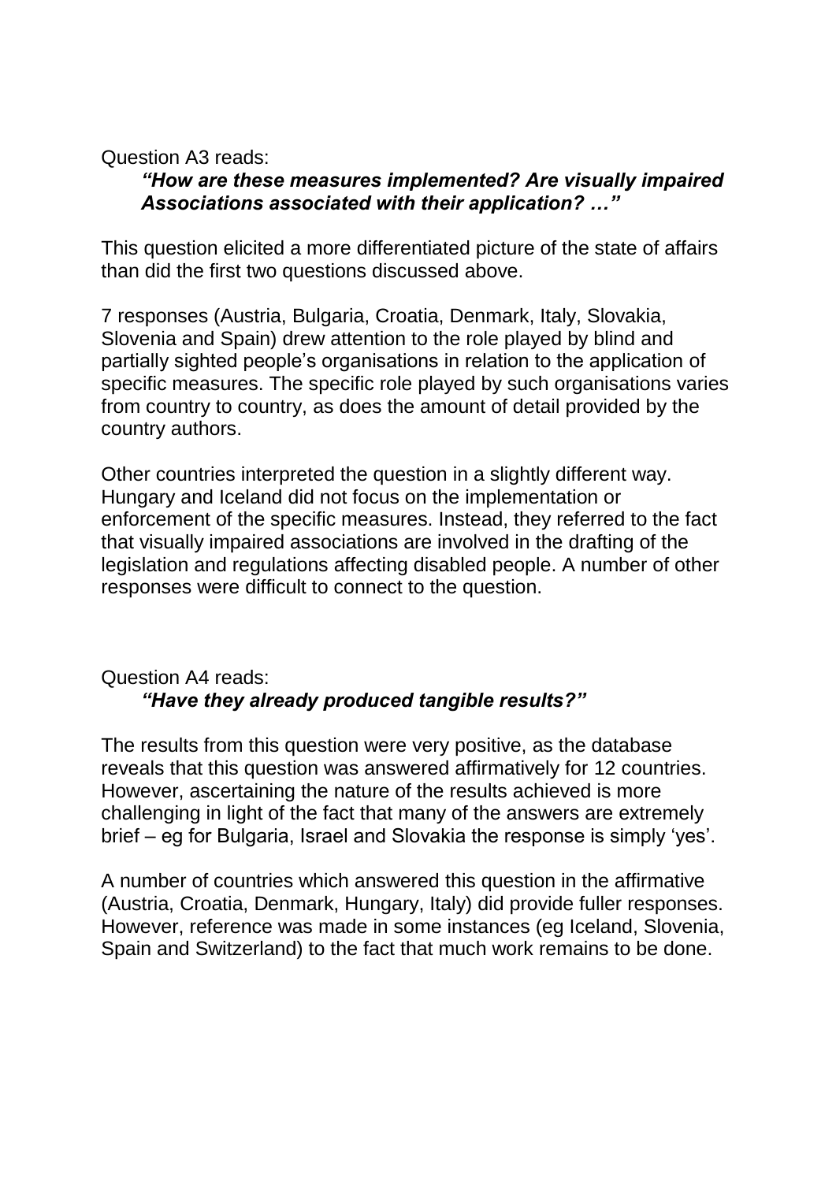Question A3 reads:

> ***"How are these measures implemented? Are visually impaired Associations associated with their application? …"***

This question elicited a more differentiated picture of the state of affairs than did the first two questions discussed above.

7 responses (Austria, Bulgaria, Croatia, Denmark, Italy, Slovakia, Slovenia and Spain) drew attention to the role played by blind and partially sighted people's organisations in relation to the application of specific measures. The specific role played by such organisations varies from country to country, as does the amount of detail provided by the country authors.

Other countries interpreted the question in a slightly different way. Hungary and Iceland did not focus on the implementation or enforcement of the specific measures. Instead, they referred to the fact that visually impaired associations are involved in the drafting of the legislation and regulations affecting disabled people. A number of other responses were difficult to connect to the question.

Question A4 reads:

> ***"Have they already produced tangible results?"***

The results from this question were very positive, as the database reveals that this question was answered affirmatively for 12 countries. However, ascertaining the nature of the results achieved is more challenging in light of the fact that many of the answers are extremely brief – eg for Bulgaria, Israel and Slovakia the response is simply 'yes'.

A number of countries which answered this question in the affirmative (Austria, Croatia, Denmark, Hungary, Italy) did provide fuller responses. However, reference was made in some instances (eg Iceland, Slovenia, Spain and Switzerland) to the fact that much work remains to be done.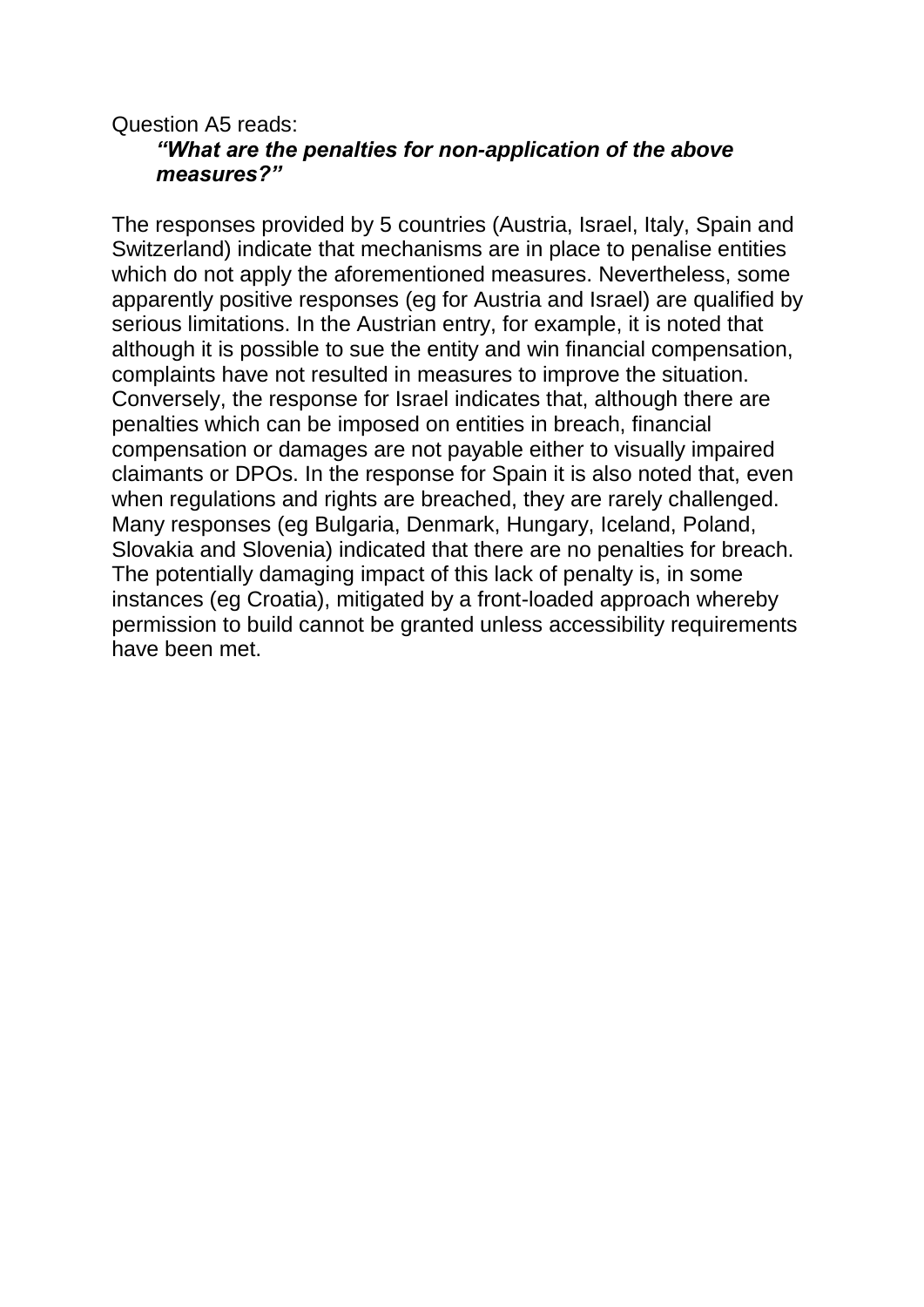Question A5 reads:

> ***“What are the penalties for non-application of the above measures?”***

The responses provided by 5 countries (Austria, Israel, Italy, Spain and Switzerland) indicate that mechanisms are in place to penalise entities which do not apply the aforementioned measures. Nevertheless, some apparently positive responses (eg for Austria and Israel) are qualified by serious limitations. In the Austrian entry, for example, it is noted that although it is possible to sue the entity and win financial compensation, complaints have not resulted in measures to improve the situation. Conversely, the response for Israel indicates that, although there are penalties which can be imposed on entities in breach, financial compensation or damages are not payable either to visually impaired claimants or DPOs. In the response for Spain it is also noted that, even when regulations and rights are breached, they are rarely challenged. Many responses (eg Bulgaria, Denmark, Hungary, Iceland, Poland, Slovakia and Slovenia) indicated that there are no penalties for breach. The potentially damaging impact of this lack of penalty is, in some instances (eg Croatia), mitigated by a front-loaded approach whereby permission to build cannot be granted unless accessibility requirements have been met.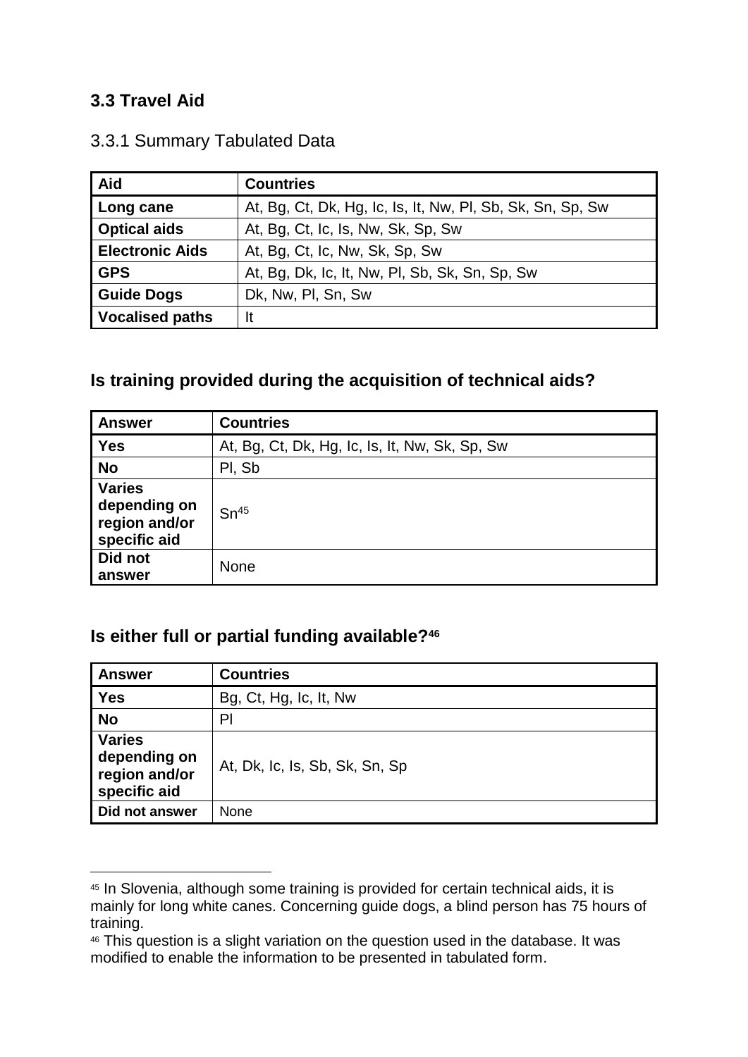## 3.3 Travel Aid

### 3.3.1 Summary Tabulated Data

| Aid | Countries |
| --- | --- |
| **Long cane** | At, Bg, Ct, Dk, Hg, Ic, Is, It, Nw, Pl, Sb, Sk, Sn, Sp, Sw |
| **Optical aids** | At, Bg, Ct, Ic, Is, Nw, Sk, Sp, Sw |
| **Electronic Aids** | At, Bg, Ct, Ic, Nw, Sk, Sp, Sw |
| **GPS** | At, Bg, Dk, Ic, It, Nw, Pl, Sb, Sk, Sn, Sp, Sw |
| **Guide Dogs** | Dk, Nw, Pl, Sn, Sw |
| **Vocalised paths** | It |

### Is training provided during the acquisition of technical aids?

| Answer | Countries |
| --- | --- |
| **Yes** | At, Bg, Ct, Dk, Hg, Ic, Is, It, Nw, Sk, Sp, Sw |
| **No** | Pl, Sb |
| **Varies depending on region and/or specific aid** | Sn[45] |
| **Did not answer** | None |

### Is either full or partial funding available?[46]

| Answer | Countries |
| --- | --- |
| **Yes** | Bg, Ct, Hg, Ic, It, Nw |
| **No** | Pl |
| **Varies depending on region and/or specific aid** | At, Dk, Ic, Is, Sb, Sk, Sn, Sp |
| **Did not answer** | None |

---

[45] In Slovenia, although some training is provided for certain technical aids, it is mainly for long white canes. Concerning guide dogs, a blind person has 75 hours of training.

[46] This question is a slight variation on the question used in the database. It was modified to enable the information to be presented in tabulated form.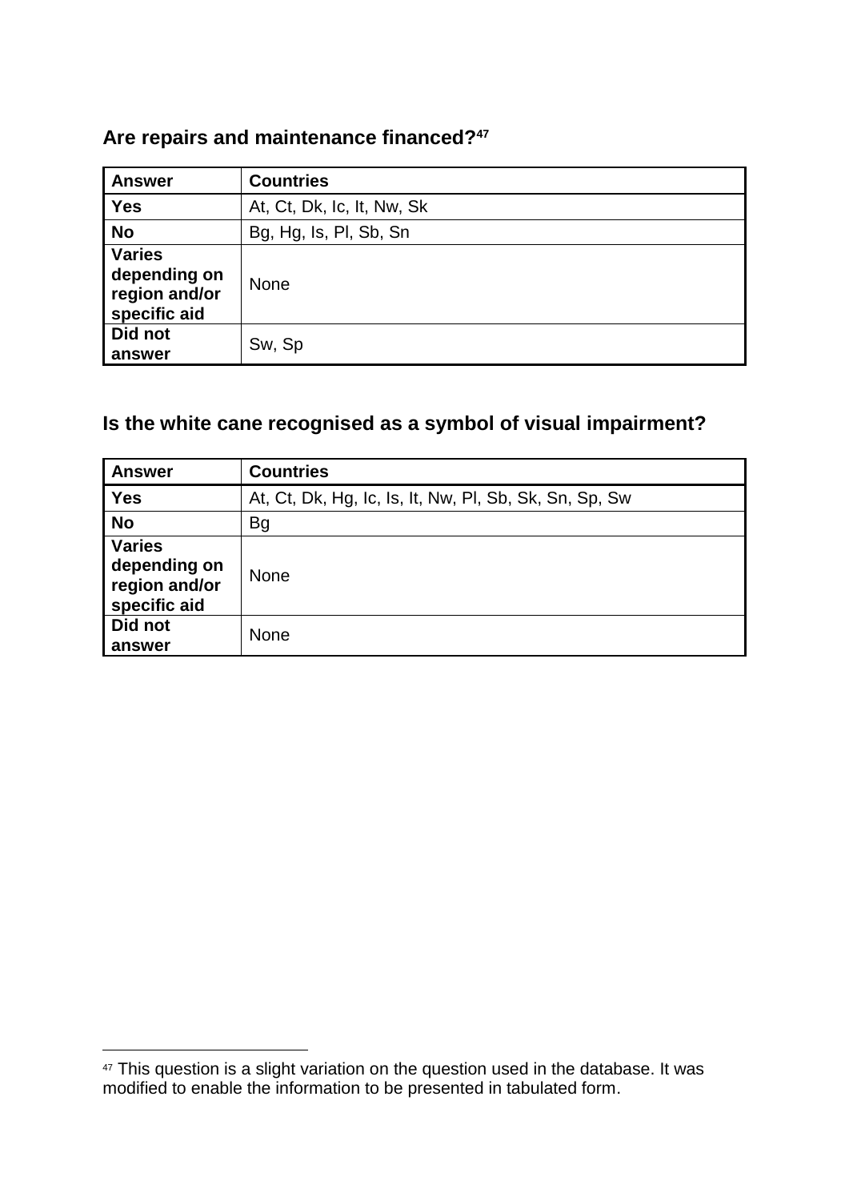## Are repairs and maintenance financed?[47]

| Answer | Countries |
|---|---|
| **Yes** | At, Ct, Dk, Ic, It, Nw, Sk |
| **No** | Bg, Hg, Is, Pl, Sb, Sn |
| **Varies depending on region and/or specific aid** | None |
| **Did not answer** | Sw, Sp |

## Is the white cane recognised as a symbol of visual impairment?

| Answer | Countries |
|---|---|
| **Yes** | At, Ct, Dk, Hg, Ic, Is, It, Nw, Pl, Sb, Sk, Sn, Sp, Sw |
| **No** | Bg |
| **Varies depending on region and/or specific aid** | None |
| **Did not answer** | None |

[47] This question is a slight variation on the question used in the database. It was modified to enable the information to be presented in tabulated form.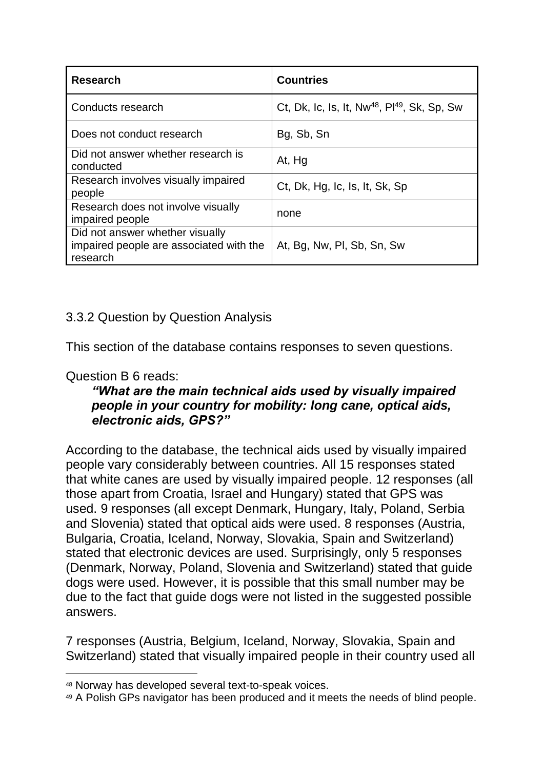| Research | Countries |
| --- | --- |
| Conducts research | Ct, Dk, Ic, Is, It, Nw[48], Pl[49], Sk, Sp, Sw |
| Does not conduct research | Bg, Sb, Sn |
| Did not answer whether research is conducted | At, Hg |
| Research involves visually impaired people | Ct, Dk, Hg, Ic, Is, It, Sk, Sp |
| Research does not involve visually impaired people | none |
| Did not answer whether visually impaired people are associated with the research | At, Bg, Nw, Pl, Sb, Sn, Sw |

### 3.3.2 Question by Question Analysis

This section of the database contains responses to seven questions.

Question B 6 reads:

> ***"What are the main technical aids used by visually impaired people in your country for mobility: long cane, optical aids, electronic aids, GPS?"***

According to the database, the technical aids used by visually impaired people vary considerably between countries. All 15 responses stated that white canes are used by visually impaired people. 12 responses (all those apart from Croatia, Israel and Hungary) stated that GPS was used. 9 responses (all except Denmark, Hungary, Italy, Poland, Serbia and Slovenia) stated that optical aids were used. 8 responses (Austria, Bulgaria, Croatia, Iceland, Norway, Slovakia, Spain and Switzerland) stated that electronic devices are used. Surprisingly, only 5 responses (Denmark, Norway, Poland, Slovenia and Switzerland) stated that guide dogs were used. However, it is possible that this small number may be due to the fact that guide dogs were not listed in the suggested possible answers.

7 responses (Austria, Belgium, Iceland, Norway, Slovakia, Spain and Switzerland) stated that visually impaired people in their country used all

[48] Norway has developed several text-to-speak voices.

[49] A Polish GPs navigator has been produced and it meets the needs of blind people.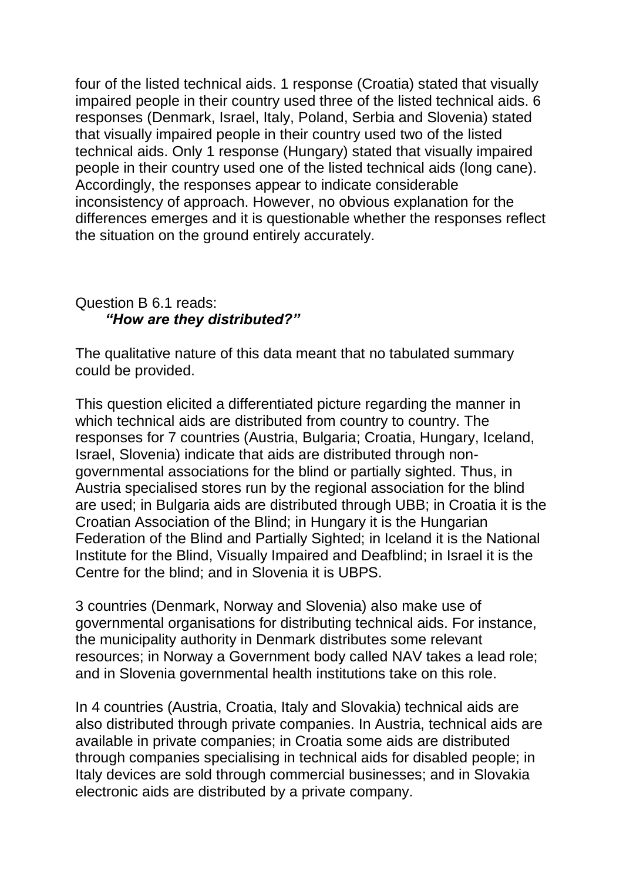four of the listed technical aids. 1 response (Croatia) stated that visually impaired people in their country used three of the listed technical aids. 6 responses (Denmark, Israel, Italy, Poland, Serbia and Slovenia) stated that visually impaired people in their country used two of the listed technical aids. Only 1 response (Hungary) stated that visually impaired people in their country used one of the listed technical aids (long cane). Accordingly, the responses appear to indicate considerable inconsistency of approach. However, no obvious explanation for the differences emerges and it is questionable whether the responses reflect the situation on the ground entirely accurately.

Question B 6.1 reads:
***"How are they distributed?"***

The qualitative nature of this data meant that no tabulated summary could be provided.

This question elicited a differentiated picture regarding the manner in which technical aids are distributed from country to country. The responses for 7 countries (Austria, Bulgaria; Croatia, Hungary, Iceland, Israel, Slovenia) indicate that aids are distributed through non-governmental associations for the blind or partially sighted. Thus, in Austria specialised stores run by the regional association for the blind are used; in Bulgaria aids are distributed through UBB; in Croatia it is the Croatian Association of the Blind; in Hungary it is the Hungarian Federation of the Blind and Partially Sighted; in Iceland it is the National Institute for the Blind, Visually Impaired and Deafblind; in Israel it is the Centre for the blind; and in Slovenia it is UBPS.

3 countries (Denmark, Norway and Slovenia) also make use of governmental organisations for distributing technical aids. For instance, the municipality authority in Denmark distributes some relevant resources; in Norway a Government body called NAV takes a lead role; and in Slovenia governmental health institutions take on this role.

In 4 countries (Austria, Croatia, Italy and Slovakia) technical aids are also distributed through private companies. In Austria, technical aids are available in private companies; in Croatia some aids are distributed through companies specialising in technical aids for disabled people; in Italy devices are sold through commercial businesses; and in Slovakia electronic aids are distributed by a private company.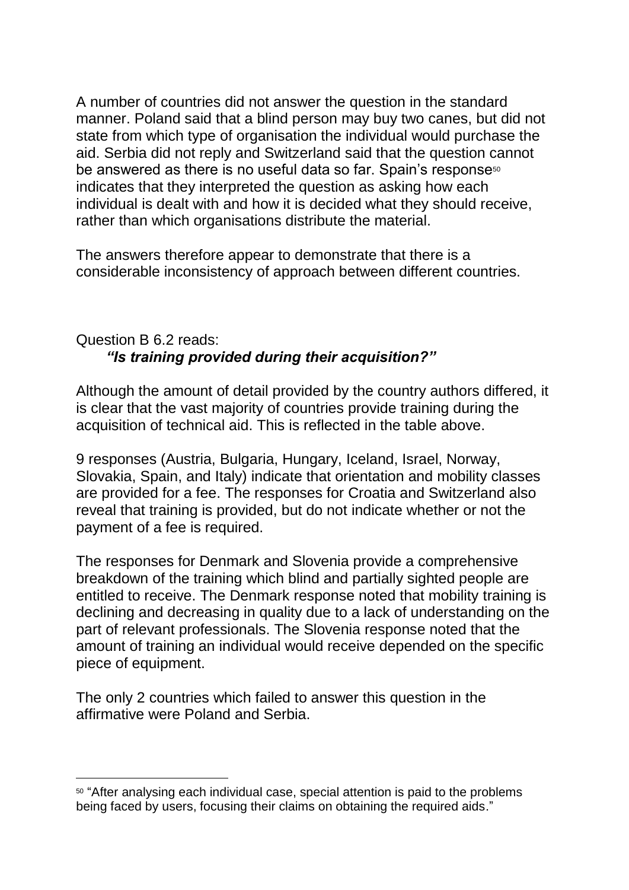A number of countries did not answer the question in the standard manner. Poland said that a blind person may buy two canes, but did not state from which type of organisation the individual would purchase the aid. Serbia did not reply and Switzerland said that the question cannot be answered as there is no useful data so far. Spain's response[50] indicates that they interpreted the question as asking how each individual is dealt with and how it is decided what they should receive, rather than which organisations distribute the material.

The answers therefore appear to demonstrate that there is a considerable inconsistency of approach between different countries.

Question B 6.2 reads:

***"Is training provided during their acquisition?"***

Although the amount of detail provided by the country authors differed, it is clear that the vast majority of countries provide training during the acquisition of technical aid. This is reflected in the table above.

9 responses (Austria, Bulgaria, Hungary, Iceland, Israel, Norway, Slovakia, Spain, and Italy) indicate that orientation and mobility classes are provided for a fee. The responses for Croatia and Switzerland also reveal that training is provided, but do not indicate whether or not the payment of a fee is required.

The responses for Denmark and Slovenia provide a comprehensive breakdown of the training which blind and partially sighted people are entitled to receive. The Denmark response noted that mobility training is declining and decreasing in quality due to a lack of understanding on the part of relevant professionals. The Slovenia response noted that the amount of training an individual would receive depended on the specific piece of equipment.

The only 2 countries which failed to answer this question in the affirmative were Poland and Serbia.

---

[50] "After analysing each individual case, special attention is paid to the problems being faced by users, focusing their claims on obtaining the required aids."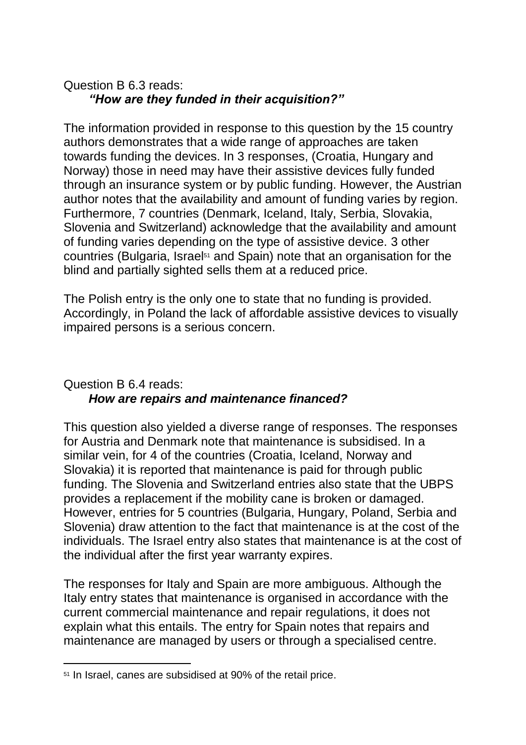Question B 6.3 reads:

***"How are they funded in their acquisition?"***

The information provided in response to this question by the 15 country authors demonstrates that a wide range of approaches are taken towards funding the devices. In 3 responses, (Croatia, Hungary and Norway) those in need may have their assistive devices fully funded through an insurance system or by public funding. However, the Austrian author notes that the availability and amount of funding varies by region. Furthermore, 7 countries (Denmark, Iceland, Italy, Serbia, Slovakia, Slovenia and Switzerland) acknowledge that the availability and amount of funding varies depending on the type of assistive device. 3 other countries (Bulgaria, Israel[51] and Spain) note that an organisation for the blind and partially sighted sells them at a reduced price.

The Polish entry is the only one to state that no funding is provided. Accordingly, in Poland the lack of affordable assistive devices to visually impaired persons is a serious concern.

Question B 6.4 reads:

***How are repairs and maintenance financed?***

This question also yielded a diverse range of responses. The responses for Austria and Denmark note that maintenance is subsidised. In a similar vein, for 4 of the countries (Croatia, Iceland, Norway and Slovakia) it is reported that maintenance is paid for through public funding. The Slovenia and Switzerland entries also state that the UBPS provides a replacement if the mobility cane is broken or damaged. However, entries for 5 countries (Bulgaria, Hungary, Poland, Serbia and Slovenia) draw attention to the fact that maintenance is at the cost of the individuals. The Israel entry also states that maintenance is at the cost of the individual after the first year warranty expires.

The responses for Italy and Spain are more ambiguous. Although the Italy entry states that maintenance is organised in accordance with the current commercial maintenance and repair regulations, it does not explain what this entails. The entry for Spain notes that repairs and maintenance are managed by users or through a specialised centre.

[51] In Israel, canes are subsidised at 90% of the retail price.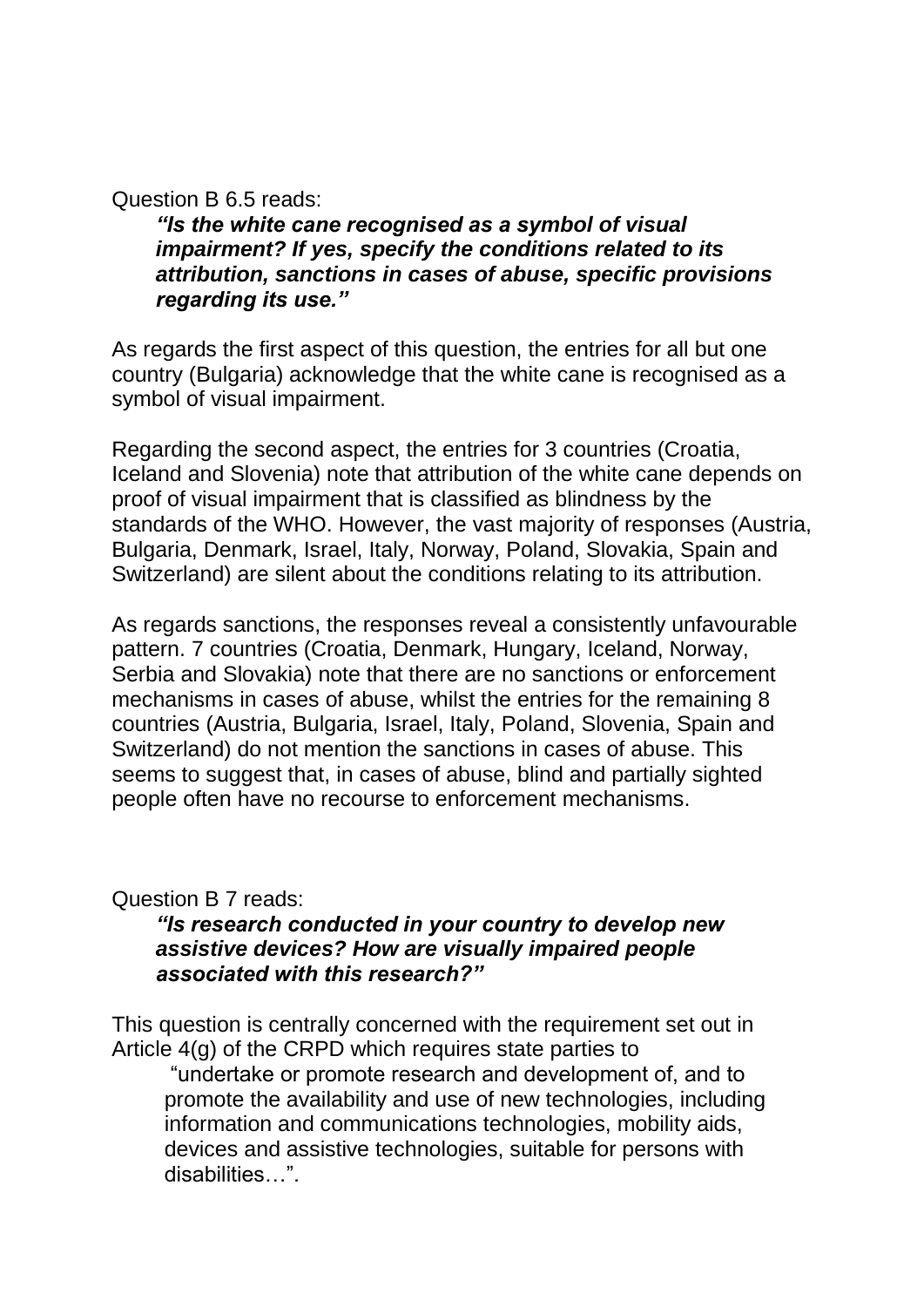Question B 6.5 reads:

> ***"Is the white cane recognised as a symbol of visual impairment? If yes, specify the conditions related to its attribution, sanctions in cases of abuse, specific provisions regarding its use."***

As regards the first aspect of this question, the entries for all but one country (Bulgaria) acknowledge that the white cane is recognised as a symbol of visual impairment.

Regarding the second aspect, the entries for 3 countries (Croatia, Iceland and Slovenia) note that attribution of the white cane depends on proof of visual impairment that is classified as blindness by the standards of the WHO. However, the vast majority of responses (Austria, Bulgaria, Denmark, Israel, Italy, Norway, Poland, Slovakia, Spain and Switzerland) are silent about the conditions relating to its attribution.

As regards sanctions, the responses reveal a consistently unfavourable pattern. 7 countries (Croatia, Denmark, Hungary, Iceland, Norway, Serbia and Slovakia) note that there are no sanctions or enforcement mechanisms in cases of abuse, whilst the entries for the remaining 8 countries (Austria, Bulgaria, Israel, Italy, Poland, Slovenia, Spain and Switzerland) do not mention the sanctions in cases of abuse. This seems to suggest that, in cases of abuse, blind and partially sighted people often have no recourse to enforcement mechanisms.

Question B 7 reads:

> ***"Is research conducted in your country to develop new assistive devices? How are visually impaired people associated with this research?"***

This question is centrally concerned with the requirement set out in Article 4(g) of the CRPD which requires state parties to

> "undertake or promote research and development of, and to promote the availability and use of new technologies, including information and communications technologies, mobility aids, devices and assistive technologies, suitable for persons with disabilities…".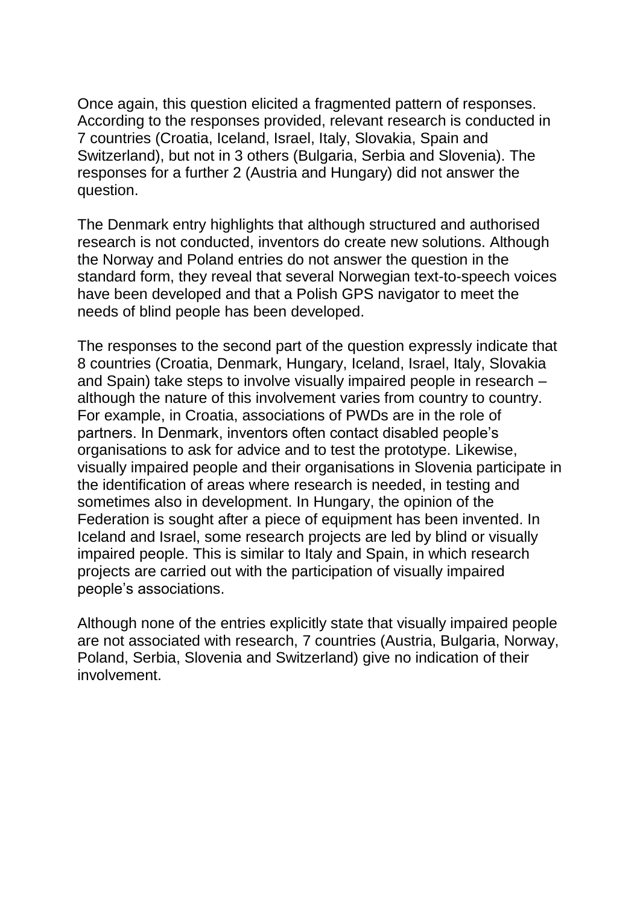Once again, this question elicited a fragmented pattern of responses. According to the responses provided, relevant research is conducted in 7 countries (Croatia, Iceland, Israel, Italy, Slovakia, Spain and Switzerland), but not in 3 others (Bulgaria, Serbia and Slovenia). The responses for a further 2 (Austria and Hungary) did not answer the question.

The Denmark entry highlights that although structured and authorised research is not conducted, inventors do create new solutions. Although the Norway and Poland entries do not answer the question in the standard form, they reveal that several Norwegian text-to-speech voices have been developed and that a Polish GPS navigator to meet the needs of blind people has been developed.

The responses to the second part of the question expressly indicate that 8 countries (Croatia, Denmark, Hungary, Iceland, Israel, Italy, Slovakia and Spain) take steps to involve visually impaired people in research – although the nature of this involvement varies from country to country. For example, in Croatia, associations of PWDs are in the role of partners. In Denmark, inventors often contact disabled people's organisations to ask for advice and to test the prototype. Likewise, visually impaired people and their organisations in Slovenia participate in the identification of areas where research is needed, in testing and sometimes also in development. In Hungary, the opinion of the Federation is sought after a piece of equipment has been invented. In Iceland and Israel, some research projects are led by blind or visually impaired people. This is similar to Italy and Spain, in which research projects are carried out with the participation of visually impaired people's associations.

Although none of the entries explicitly state that visually impaired people are not associated with research, 7 countries (Austria, Bulgaria, Norway, Poland, Serbia, Slovenia and Switzerland) give no indication of their involvement.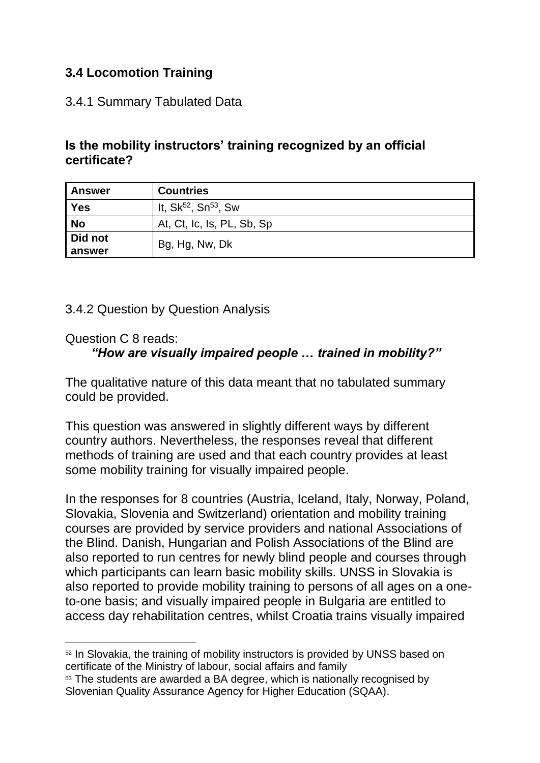### 3.4 Locomotion Training

3.4.1 Summary Tabulated Data

**Is the mobility instructors' training recognized by an official certificate?**

| Answer | Countries |
|---|---|
| **Yes** | It, Sk[52], Sn[53], Sw |
| **No** | At, Ct, Ic, Is, PL, Sb, Sp |
| **Did not answer** | Bg, Hg, Nw, Dk |

3.4.2 Question by Question Analysis

Question C 8 reads:

***"How are visually impaired people … trained in mobility?"***

The qualitative nature of this data meant that no tabulated summary could be provided.

This question was answered in slightly different ways by different country authors. Nevertheless, the responses reveal that different methods of training are used and that each country provides at least some mobility training for visually impaired people.

In the responses for 8 countries (Austria, Iceland, Italy, Norway, Poland, Slovakia, Slovenia and Switzerland) orientation and mobility training courses are provided by service providers and national Associations of the Blind. Danish, Hungarian and Polish Associations of the Blind are also reported to run centres for newly blind people and courses through which participants can learn basic mobility skills. UNSS in Slovakia is also reported to provide mobility training to persons of all ages on a one-to-one basis; and visually impaired people in Bulgaria are entitled to access day rehabilitation centres, whilst Croatia trains visually impaired

[52] In Slovakia, the training of mobility instructors is provided by UNSS based on certificate of the Ministry of labour, social affairs and family

[53] The students are awarded a BA degree, which is nationally recognised by Slovenian Quality Assurance Agency for Higher Education (SQAA).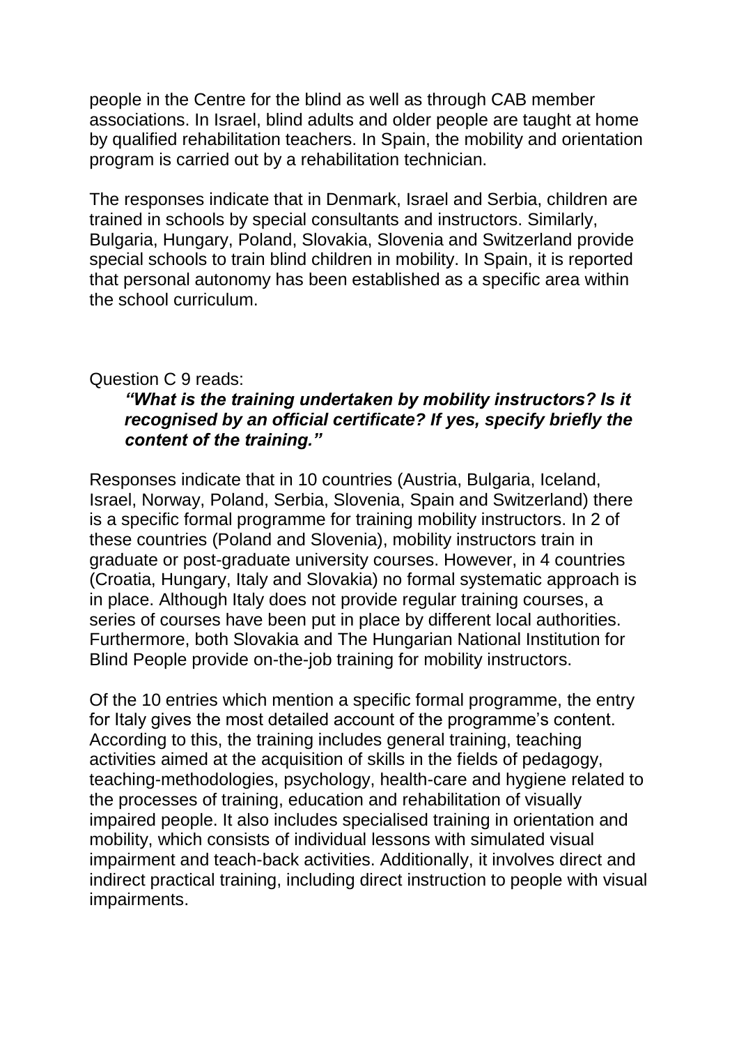people in the Centre for the blind as well as through CAB member associations. In Israel, blind adults and older people are taught at home by qualified rehabilitation teachers. In Spain, the mobility and orientation program is carried out by a rehabilitation technician.

The responses indicate that in Denmark, Israel and Serbia, children are trained in schools by special consultants and instructors. Similarly, Bulgaria, Hungary, Poland, Slovakia, Slovenia and Switzerland provide special schools to train blind children in mobility. In Spain, it is reported that personal autonomy has been established as a specific area within the school curriculum.

Question C 9 reads:

> ***"What is the training undertaken by mobility instructors? Is it recognised by an official certificate? If yes, specify briefly the content of the training."***

Responses indicate that in 10 countries (Austria, Bulgaria, Iceland, Israel, Norway, Poland, Serbia, Slovenia, Spain and Switzerland) there is a specific formal programme for training mobility instructors. In 2 of these countries (Poland and Slovenia), mobility instructors train in graduate or post-graduate university courses. However, in 4 countries (Croatia, Hungary, Italy and Slovakia) no formal systematic approach is in place. Although Italy does not provide regular training courses, a series of courses have been put in place by different local authorities. Furthermore, both Slovakia and The Hungarian National Institution for Blind People provide on-the-job training for mobility instructors.

Of the 10 entries which mention a specific formal programme, the entry for Italy gives the most detailed account of the programme's content. According to this, the training includes general training, teaching activities aimed at the acquisition of skills in the fields of pedagogy, teaching-methodologies, psychology, health-care and hygiene related to the processes of training, education and rehabilitation of visually impaired people. It also includes specialised training in orientation and mobility, which consists of individual lessons with simulated visual impairment and teach-back activities. Additionally, it involves direct and indirect practical training, including direct instruction to people with visual impairments.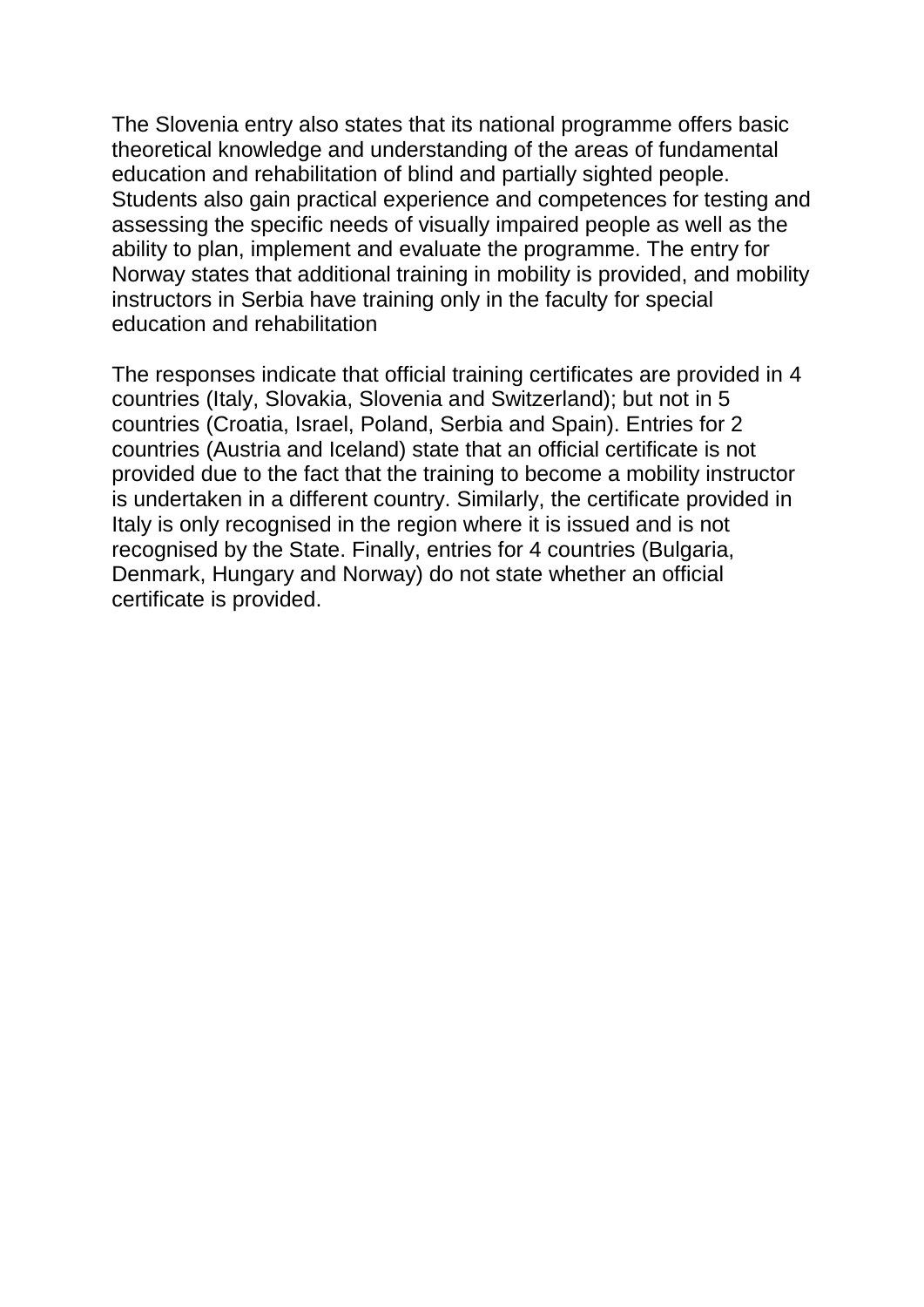The Slovenia entry also states that its national programme offers basic theoretical knowledge and understanding of the areas of fundamental education and rehabilitation of blind and partially sighted people. Students also gain practical experience and competences for testing and assessing the specific needs of visually impaired people as well as the ability to plan, implement and evaluate the programme. The entry for Norway states that additional training in mobility is provided, and mobility instructors in Serbia have training only in the faculty for special education and rehabilitation

The responses indicate that official training certificates are provided in 4 countries (Italy, Slovakia, Slovenia and Switzerland); but not in 5 countries (Croatia, Israel, Poland, Serbia and Spain). Entries for 2 countries (Austria and Iceland) state that an official certificate is not provided due to the fact that the training to become a mobility instructor is undertaken in a different country. Similarly, the certificate provided in Italy is only recognised in the region where it is issued and is not recognised by the State. Finally, entries for 4 countries (Bulgaria, Denmark, Hungary and Norway) do not state whether an official certificate is provided.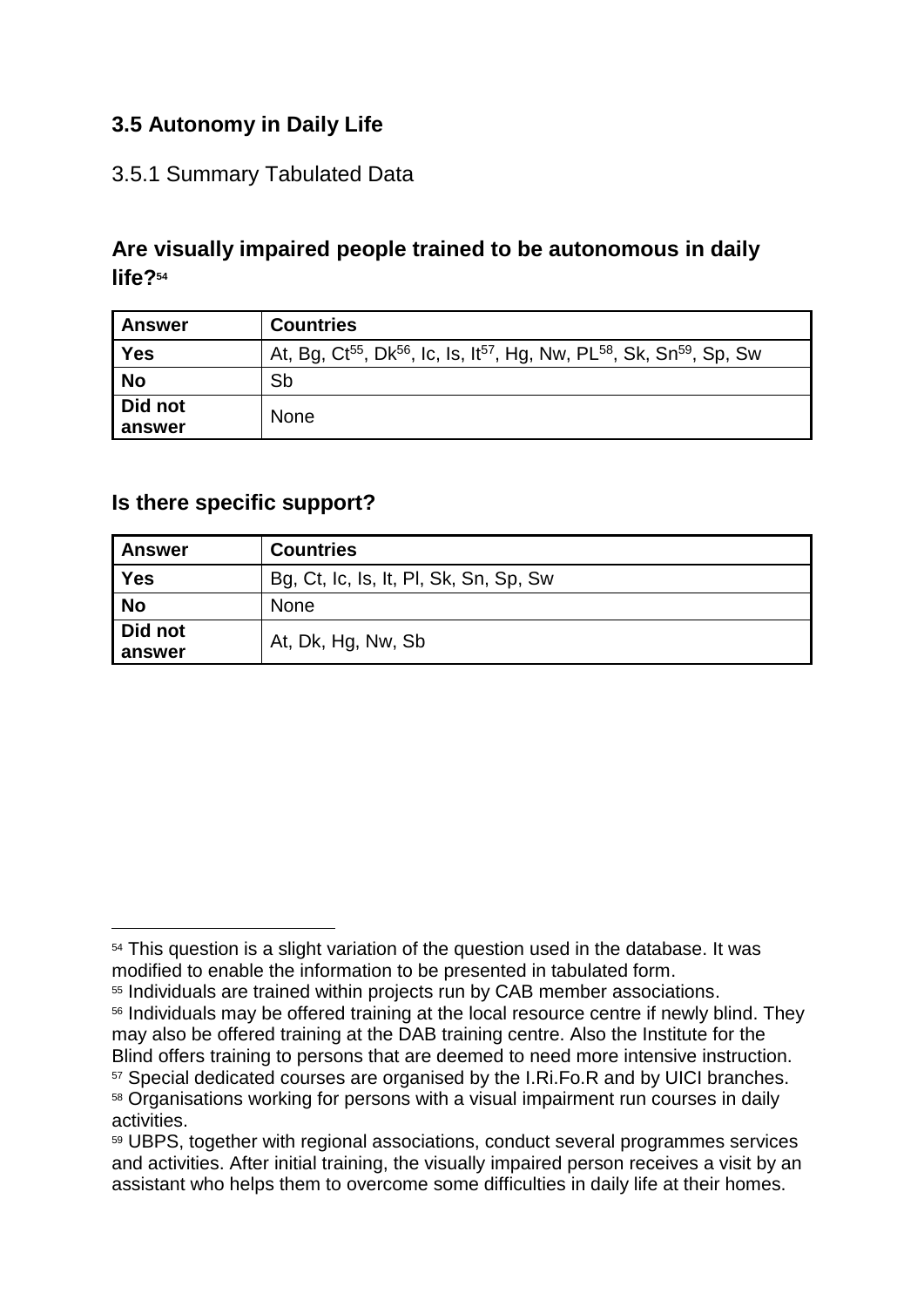### 3.5 Autonomy in Daily Life

3.5.1 Summary Tabulated Data

#### Are visually impaired people trained to be autonomous in daily life?[54]

| Answer | Countries |
|---|---|
| **Yes** | At, Bg, Ct[55], Dk[56], Ic, Is, It[57], Hg, Nw, PL[58], Sk, Sn[59], Sp, Sw |
| **No** | Sb |
| **Did not answer** | None |

#### Is there specific support?

| Answer | Countries |
|---|---|
| **Yes** | Bg, Ct, Ic, Is, It, Pl, Sk, Sn, Sp, Sw |
| **No** | None |
| **Did not answer** | At, Dk, Hg, Nw, Sb |

---

[54] This question is a slight variation of the question used in the database. It was modified to enable the information to be presented in tabulated form.

[55] Individuals are trained within projects run by CAB member associations.

[56] Individuals may be offered training at the local resource centre if newly blind. They may also be offered training at the DAB training centre. Also the Institute for the Blind offers training to persons that are deemed to need more intensive instruction.

[57] Special dedicated courses are organised by the I.Ri.Fo.R and by UICI branches.

[58] Organisations working for persons with a visual impairment run courses in daily activities.

[59] UBPS, together with regional associations, conduct several programmes services and activities. After initial training, the visually impaired person receives a visit by an assistant who helps them to overcome some difficulties in daily life at their homes.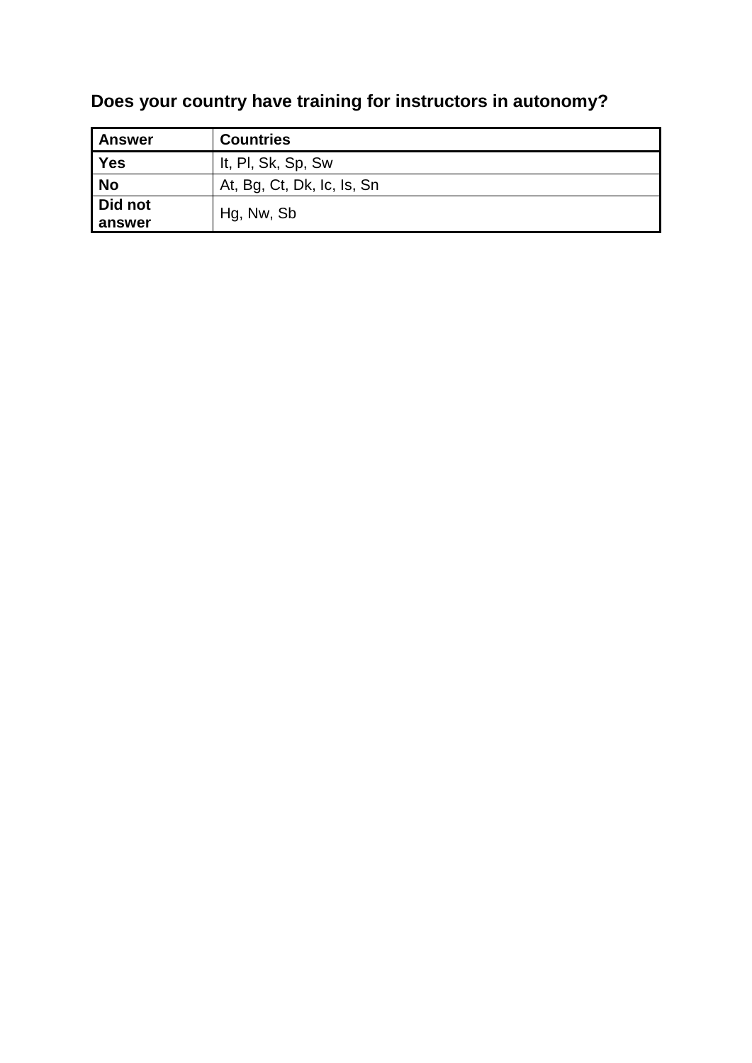**Does your country have training for instructors in autonomy?**

| Answer | Countries |
| --- | --- |
| **Yes** | It, Pl, Sk, Sp, Sw |
| **No** | At, Bg, Ct, Dk, Ic, Is, Sn |
| **Did not answer** | Hg, Nw, Sb |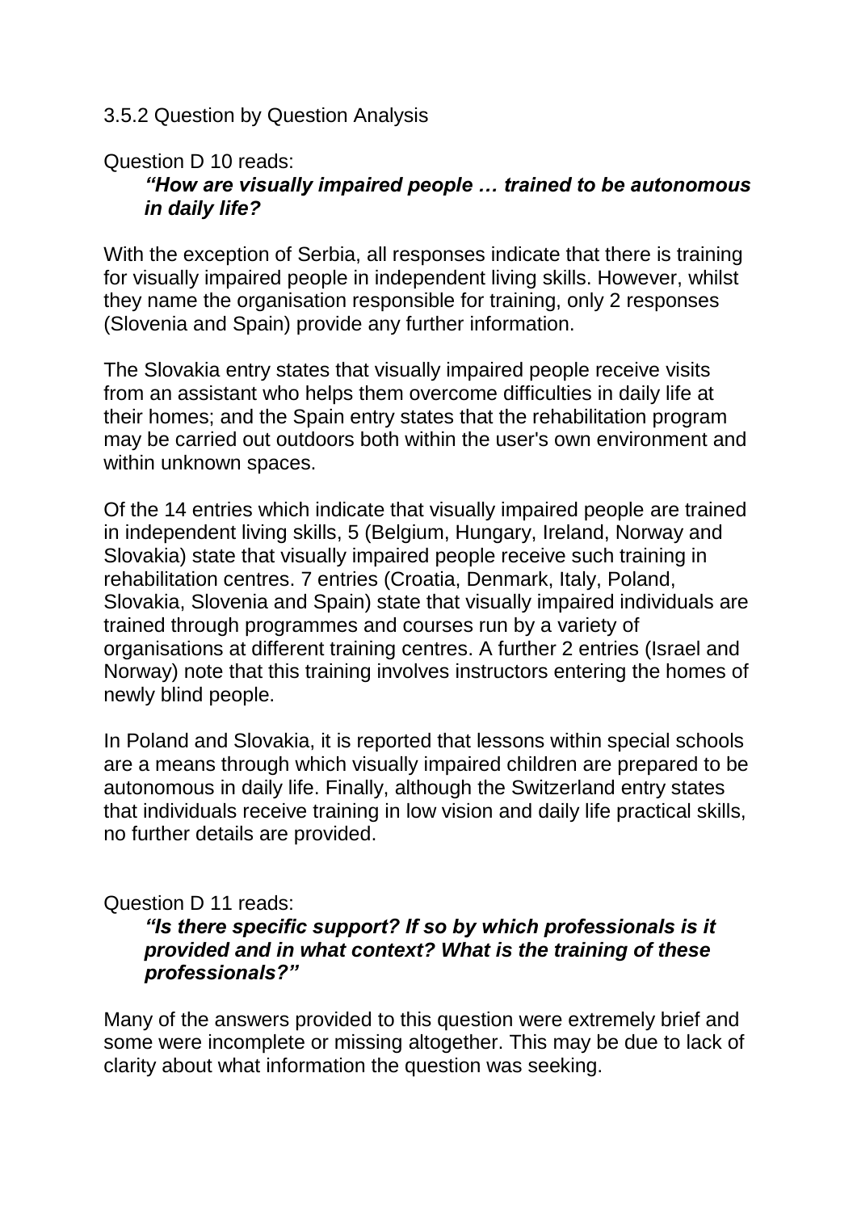### 3.5.2 Question by Question Analysis

Question D 10 reads:

> ***"How are visually impaired people … trained to be autonomous in daily life?***

With the exception of Serbia, all responses indicate that there is training for visually impaired people in independent living skills. However, whilst they name the organisation responsible for training, only 2 responses (Slovenia and Spain) provide any further information.

The Slovakia entry states that visually impaired people receive visits from an assistant who helps them overcome difficulties in daily life at their homes; and the Spain entry states that the rehabilitation program may be carried out outdoors both within the user's own environment and within unknown spaces.

Of the 14 entries which indicate that visually impaired people are trained in independent living skills, 5 (Belgium, Hungary, Ireland, Norway and Slovakia) state that visually impaired people receive such training in rehabilitation centres. 7 entries (Croatia, Denmark, Italy, Poland, Slovakia, Slovenia and Spain) state that visually impaired individuals are trained through programmes and courses run by a variety of organisations at different training centres. A further 2 entries (Israel and Norway) note that this training involves instructors entering the homes of newly blind people.

In Poland and Slovakia, it is reported that lessons within special schools are a means through which visually impaired children are prepared to be autonomous in daily life. Finally, although the Switzerland entry states that individuals receive training in low vision and daily life practical skills, no further details are provided.

Question D 11 reads:

> ***"Is there specific support? If so by which professionals is it provided and in what context? What is the training of these professionals?"***

Many of the answers provided to this question were extremely brief and some were incomplete or missing altogether. This may be due to lack of clarity about what information the question was seeking.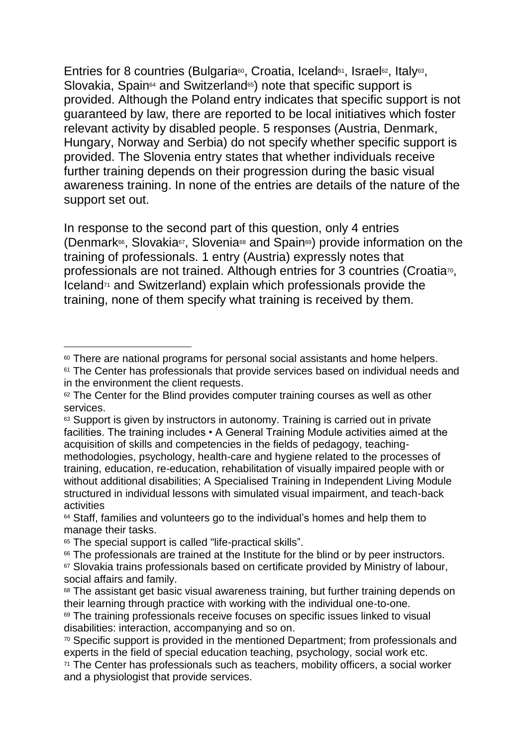Entries for 8 countries (Bulgaria[60], Croatia, Iceland[61], Israel[62], Italy[63], Slovakia, Spain[64] and Switzerland[65]) note that specific support is provided. Although the Poland entry indicates that specific support is not guaranteed by law, there are reported to be local initiatives which foster relevant activity by disabled people. 5 responses (Austria, Denmark, Hungary, Norway and Serbia) do not specify whether specific support is provided. The Slovenia entry states that whether individuals receive further training depends on their progression during the basic visual awareness training. In none of the entries are details of the nature of the support set out.

In response to the second part of this question, only 4 entries (Denmark[66], Slovakia[67], Slovenia[68] and Spain[69]) provide information on the training of professionals. 1 entry (Austria) expressly notes that professionals are not trained. Although entries for 3 countries (Croatia[70], Iceland[71] and Switzerland) explain which professionals provide the training, none of them specify what training is received by them.

---

[60] There are national programs for personal social assistants and home helpers.

[61] The Center has professionals that provide services based on individual needs and in the environment the client requests.

[62] The Center for the Blind provides computer training courses as well as other services.

[63] Support is given by instructors in autonomy. Training is carried out in private facilities. The training includes • A General Training Module activities aimed at the acquisition of skills and competencies in the fields of pedagogy, teaching-methodologies, psychology, health-care and hygiene related to the processes of training, education, re-education, rehabilitation of visually impaired people with or without additional disabilities; A Specialised Training in Independent Living Module structured in individual lessons with simulated visual impairment, and teach-back activities

[64] Staff, families and volunteers go to the individual's homes and help them to manage their tasks.

[65] The special support is called "life-practical skills".

[66] The professionals are trained at the Institute for the blind or by peer instructors.

[67] Slovakia trains professionals based on certificate provided by Ministry of labour, social affairs and family.

[68] The assistant get basic visual awareness training, but further training depends on their learning through practice with working with the individual one-to-one.

[69] The training professionals receive focuses on specific issues linked to visual disabilities: interaction, accompanying and so on.

[70] Specific support is provided in the mentioned Department; from professionals and experts in the field of special education teaching, psychology, social work etc.

[71] The Center has professionals such as teachers, mobility officers, a social worker and a physiologist that provide services.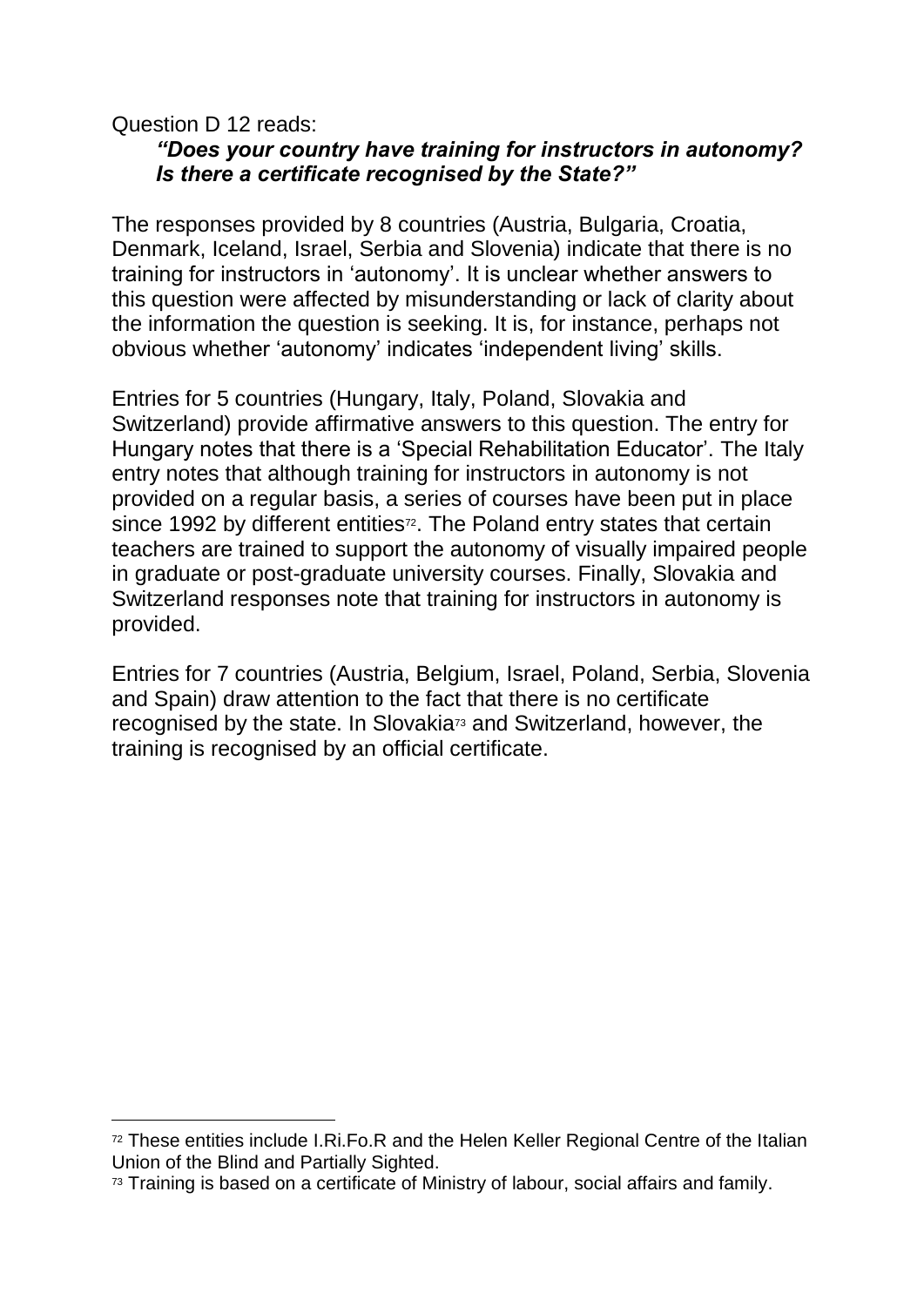Question D 12 reads:

> ***"Does your country have training for instructors in autonomy? Is there a certificate recognised by the State?"***

The responses provided by 8 countries (Austria, Bulgaria, Croatia, Denmark, Iceland, Israel, Serbia and Slovenia) indicate that there is no training for instructors in 'autonomy'. It is unclear whether answers to this question were affected by misunderstanding or lack of clarity about the information the question is seeking. It is, for instance, perhaps not obvious whether 'autonomy' indicates 'independent living' skills.

Entries for 5 countries (Hungary, Italy, Poland, Slovakia and Switzerland) provide affirmative answers to this question. The entry for Hungary notes that there is a 'Special Rehabilitation Educator'. The Italy entry notes that although training for instructors in autonomy is not provided on a regular basis, a series of courses have been put in place since 1992 by different entities[72]. The Poland entry states that certain teachers are trained to support the autonomy of visually impaired people in graduate or post-graduate university courses. Finally, Slovakia and Switzerland responses note that training for instructors in autonomy is provided.

Entries for 7 countries (Austria, Belgium, Israel, Poland, Serbia, Slovenia and Spain) draw attention to the fact that there is no certificate recognised by the state. In Slovakia[73] and Switzerland, however, the training is recognised by an official certificate.

---

[72] These entities include I.Ri.Fo.R and the Helen Keller Regional Centre of the Italian Union of the Blind and Partially Sighted.

[73] Training is based on a certificate of Ministry of labour, social affairs and family.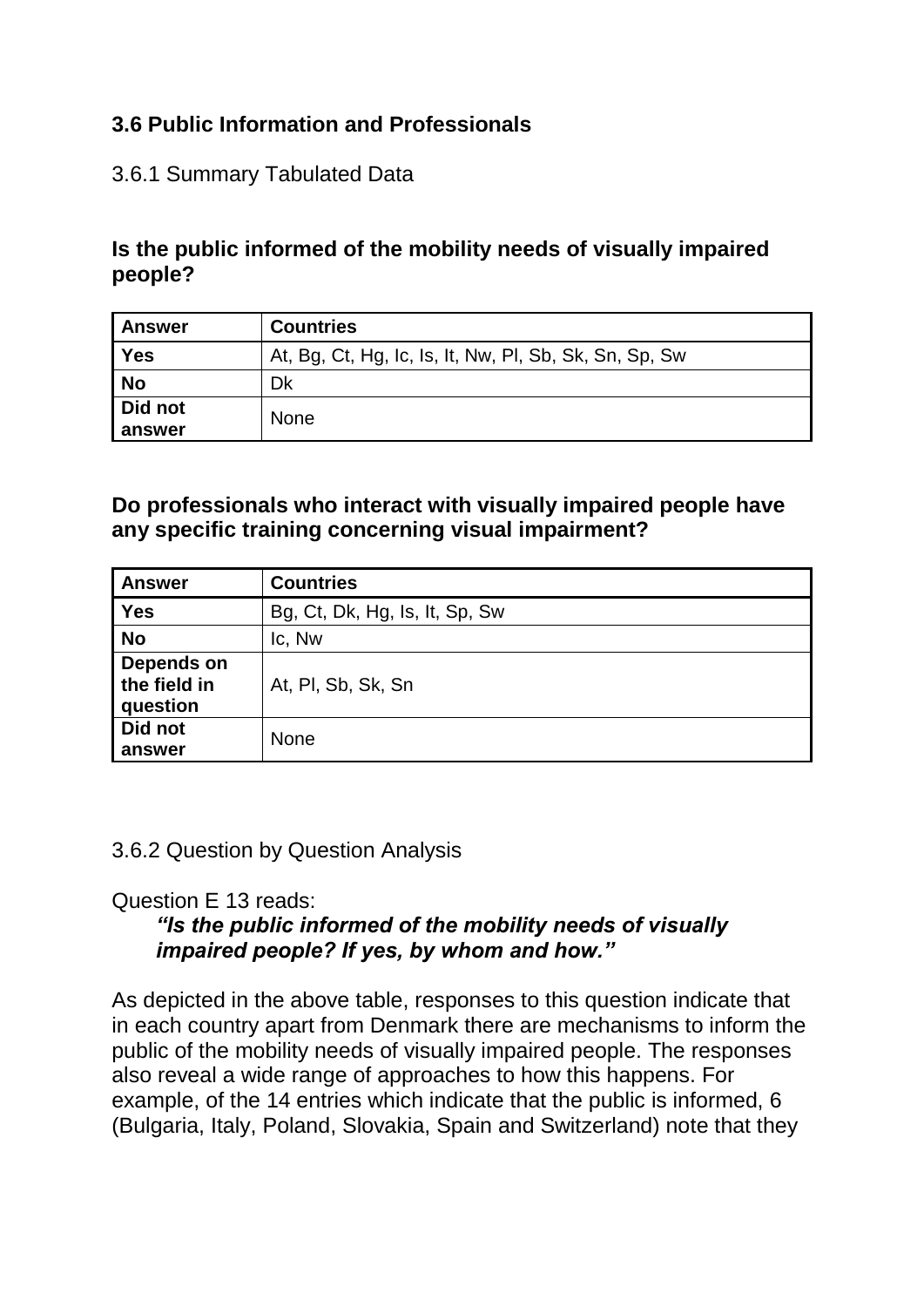### 3.6 Public Information and Professionals

3.6.1 Summary Tabulated Data

**Is the public informed of the mobility needs of visually impaired people?**

| Answer | Countries |
|---|---|
| **Yes** | At, Bg, Ct, Hg, Ic, Is, It, Nw, Pl, Sb, Sk, Sn, Sp, Sw |
| **No** | Dk |
| **Did not answer** | None |

**Do professionals who interact with visually impaired people have any specific training concerning visual impairment?**

| Answer | Countries |
|---|---|
| **Yes** | Bg, Ct, Dk, Hg, Is, It, Sp, Sw |
| **No** | Ic, Nw |
| **Depends on the field in question** | At, Pl, Sb, Sk, Sn |
| **Did not answer** | None |

3.6.2 Question by Question Analysis

Question E 13 reads:

> ***"Is the public informed of the mobility needs of visually impaired people? If yes, by whom and how."***

As depicted in the above table, responses to this question indicate that in each country apart from Denmark there are mechanisms to inform the public of the mobility needs of visually impaired people. The responses also reveal a wide range of approaches to how this happens. For example, of the 14 entries which indicate that the public is informed, 6 (Bulgaria, Italy, Poland, Slovakia, Spain and Switzerland) note that they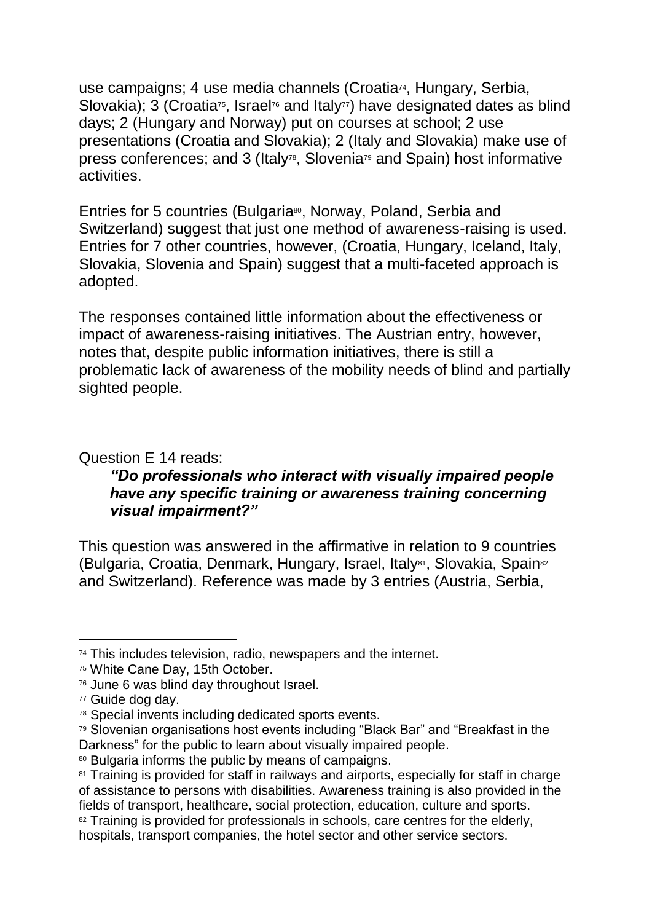use campaigns; 4 use media channels (Croatia[74], Hungary, Serbia, Slovakia); 3 (Croatia[75], Israel[76] and Italy[77]) have designated dates as blind days; 2 (Hungary and Norway) put on courses at school; 2 use presentations (Croatia and Slovakia); 2 (Italy and Slovakia) make use of press conferences; and 3 (Italy[78], Slovenia[79] and Spain) host informative activities.

Entries for 5 countries (Bulgaria[80], Norway, Poland, Serbia and Switzerland) suggest that just one method of awareness-raising is used. Entries for 7 other countries, however, (Croatia, Hungary, Iceland, Italy, Slovakia, Slovenia and Spain) suggest that a multi-faceted approach is adopted.

The responses contained little information about the effectiveness or impact of awareness-raising initiatives. The Austrian entry, however, notes that, despite public information initiatives, there is still a problematic lack of awareness of the mobility needs of blind and partially sighted people.

Question E 14 reads:

> ***"Do professionals who interact with visually impaired people have any specific training or awareness training concerning visual impairment?"***

This question was answered in the affirmative in relation to 9 countries (Bulgaria, Croatia, Denmark, Hungary, Israel, Italy[81], Slovakia, Spain[82] and Switzerland). Reference was made by 3 entries (Austria, Serbia,

---

[74] This includes television, radio, newspapers and the internet.

[75] White Cane Day, 15th October.

[76] June 6 was blind day throughout Israel.

[77] Guide dog day.

[78] Special invents including dedicated sports events.

[79] Slovenian organisations host events including "Black Bar" and "Breakfast in the Darkness" for the public to learn about visually impaired people.

[80] Bulgaria informs the public by means of campaigns.

[81] Training is provided for staff in railways and airports, especially for staff in charge of assistance to persons with disabilities. Awareness training is also provided in the fields of transport, healthcare, social protection, education, culture and sports.

[82] Training is provided for professionals in schools, care centres for the elderly, hospitals, transport companies, the hotel sector and other service sectors.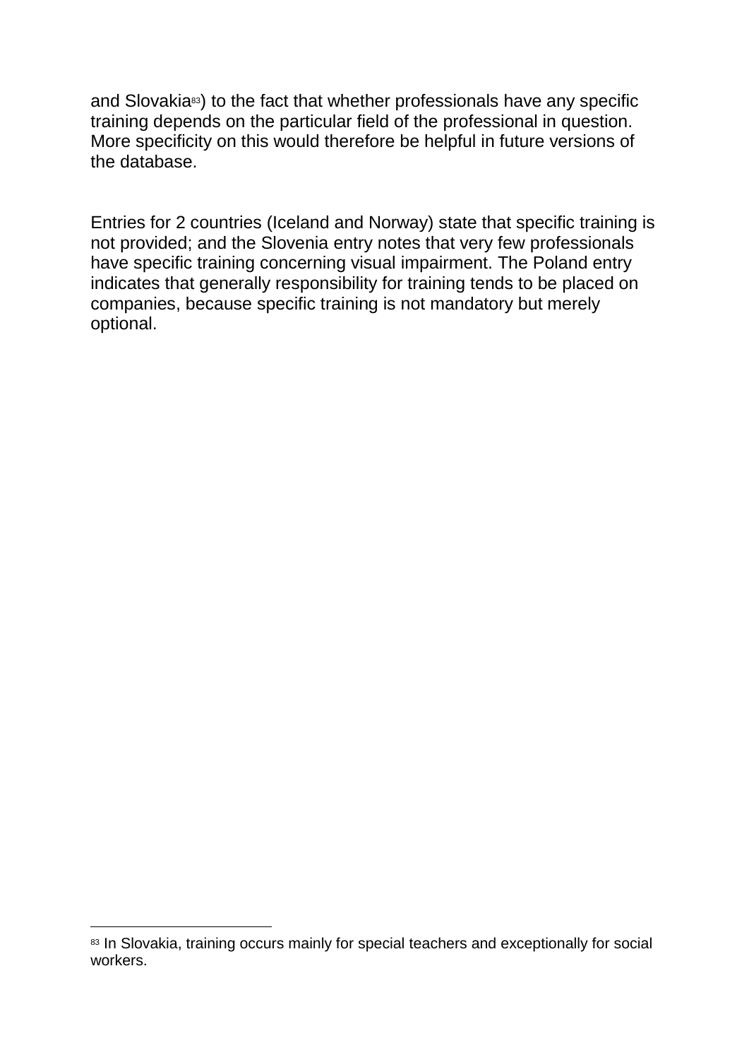and Slovakia[83]) to the fact that whether professionals have any specific training depends on the particular field of the professional in question. More specificity on this would therefore be helpful in future versions of the database.

Entries for 2 countries (Iceland and Norway) state that specific training is not provided; and the Slovenia entry notes that very few professionals have specific training concerning visual impairment. The Poland entry indicates that generally responsibility for training tends to be placed on companies, because specific training is not mandatory but merely optional.

---

[83] In Slovakia, training occurs mainly for special teachers and exceptionally for social workers.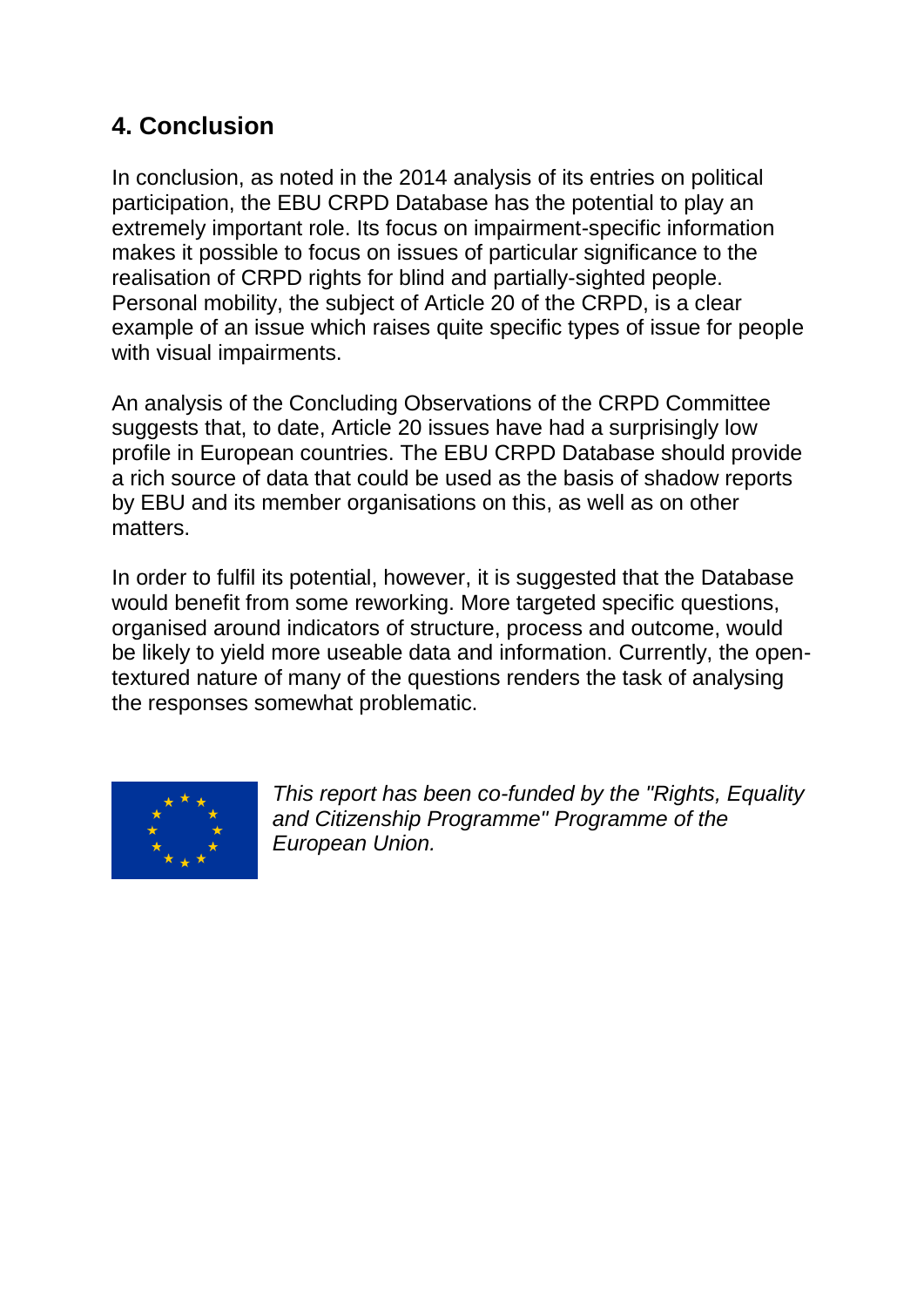## 4. Conclusion

In conclusion, as noted in the 2014 analysis of its entries on political participation, the EBU CRPD Database has the potential to play an extremely important role. Its focus on impairment-specific information makes it possible to focus on issues of particular significance to the realisation of CRPD rights for blind and partially-sighted people. Personal mobility, the subject of Article 20 of the CRPD, is a clear example of an issue which raises quite specific types of issue for people with visual impairments.

An analysis of the Concluding Observations of the CRPD Committee suggests that, to date, Article 20 issues have had a surprisingly low profile in European countries. The EBU CRPD Database should provide a rich source of data that could be used as the basis of shadow reports by EBU and its member organisations on this, as well as on other matters.

In order to fulfil its potential, however, it is suggested that the Database would benefit from some reworking. More targeted specific questions, organised around indicators of structure, process and outcome, would be likely to yield more useable data and information. Currently, the open-textured nature of many of the questions renders the task of analysing the responses somewhat problematic.

*This report has been co-funded by the "Rights, Equality and Citizenship Programme" Programme of the European Union.*